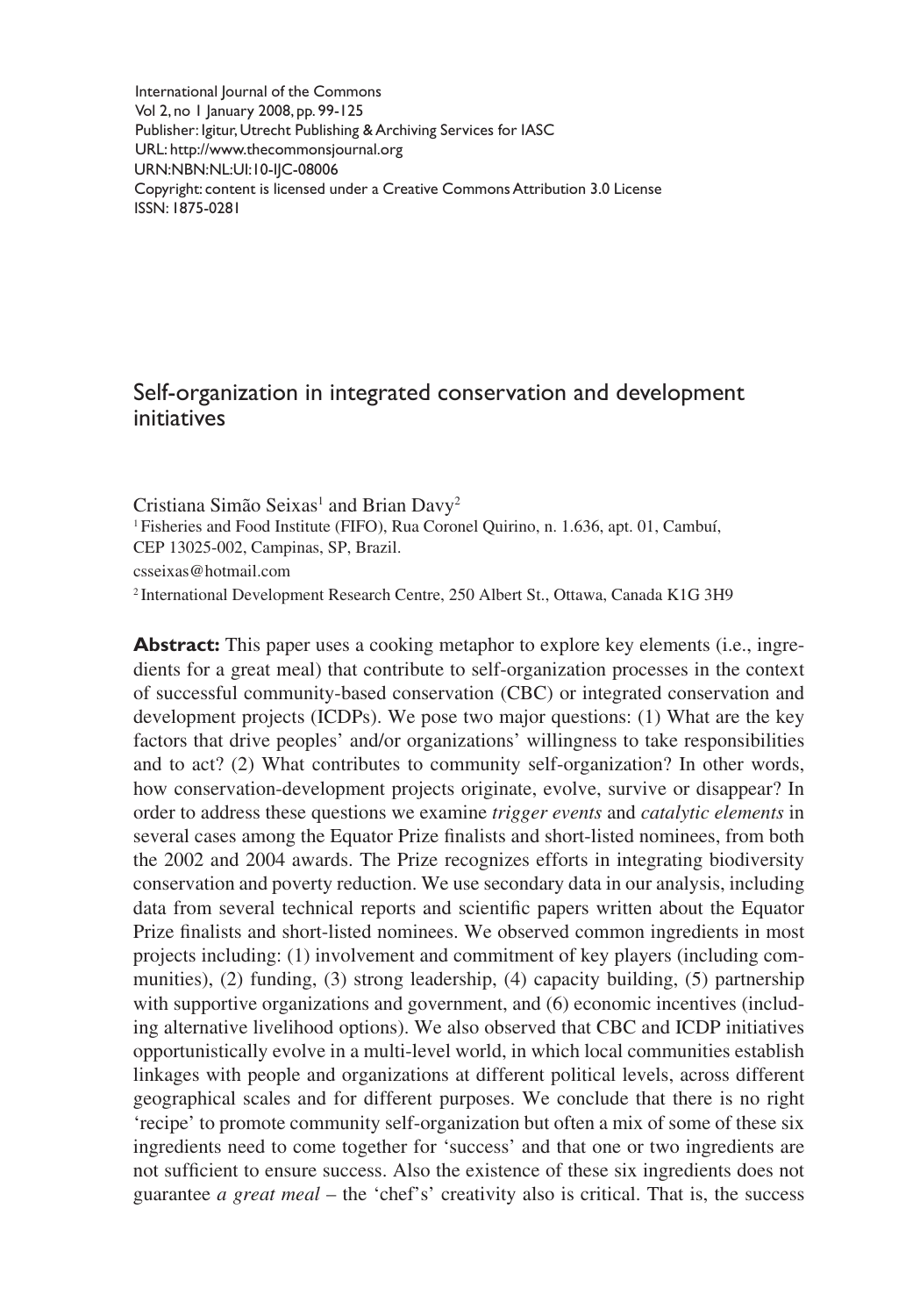International Journal of the Commons
Vol 2, no 1 January 2008, pp. 99-125
Publisher: Igitur, Utrecht Publishing & Archiving Services for IASC
URL: http://www.thecommonsjournal.org
URN:NBN:NL:UI:10-IJC-08006
Copyright: content is licensed under a Creative Commons Attribution 3.0 License
ISSN: 1875-0281

# Self-organization in integrated conservation and development initiatives

Cristiana Simão Seixas[1] and Brian Davy[2]

[1] Fisheries and Food Institute (FIFO), Rua Coronel Quirino, n. 1.636, apt. 01, Cambuí, CEP 13025-002, Campinas, SP, Brazil.
csseixas@hotmail.com

[2] International Development Research Centre, 250 Albert St., Ottawa, Canada K1G 3H9

**Abstract:** This paper uses a cooking metaphor to explore key elements (i.e., ingredients for a great meal) that contribute to self-organization processes in the context of successful community-based conservation (CBC) or integrated conservation and development projects (ICDPs). We pose two major questions: (1) What are the key factors that drive peoples' and/or organizations' willingness to take responsibilities and to act? (2) What contributes to community self-organization? In other words, how conservation-development projects originate, evolve, survive or disappear? In order to address these questions we examine *trigger events* and *catalytic elements* in several cases among the Equator Prize finalists and short-listed nominees, from both the 2002 and 2004 awards. The Prize recognizes efforts in integrating biodiversity conservation and poverty reduction. We use secondary data in our analysis, including data from several technical reports and scientific papers written about the Equator Prize finalists and short-listed nominees. We observed common ingredients in most projects including: (1) involvement and commitment of key players (including communities), (2) funding, (3) strong leadership, (4) capacity building, (5) partnership with supportive organizations and government, and (6) economic incentives (including alternative livelihood options). We also observed that CBC and ICDP initiatives opportunistically evolve in a multi-level world, in which local communities establish linkages with people and organizations at different political levels, across different geographical scales and for different purposes. We conclude that there is no right 'recipe' to promote community self-organization but often a mix of some of these six ingredients need to come together for 'success' and that one or two ingredients are not sufficient to ensure success. Also the existence of these six ingredients does not guarantee *a great meal* – the 'chef's' creativity also is critical. That is, the success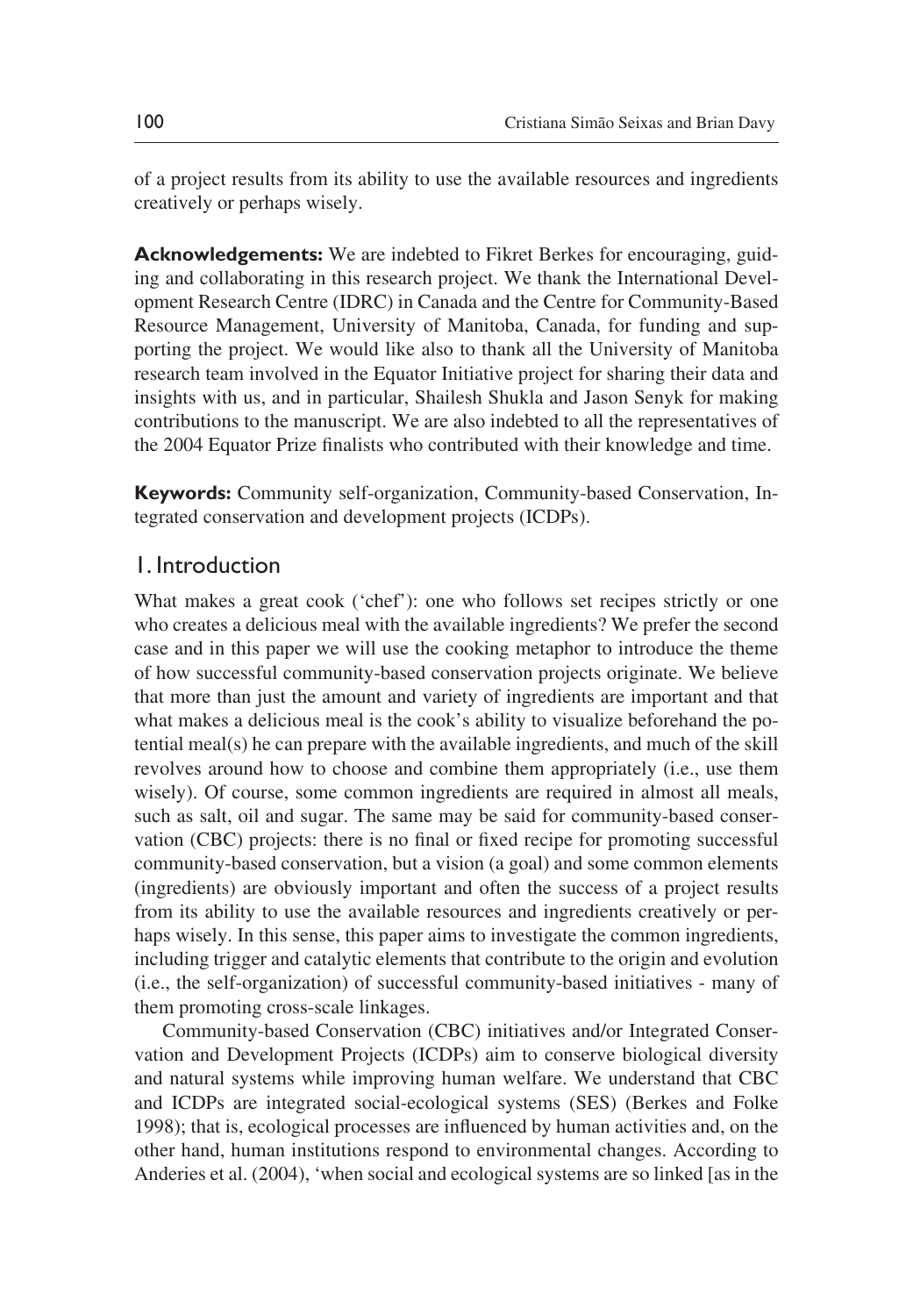of a project results from its ability to use the available resources and ingredients creatively or perhaps wisely.

**Acknowledgements:** We are indebted to Fikret Berkes for encouraging, guiding and collaborating in this research project. We thank the International Development Research Centre (IDRC) in Canada and the Centre for Community-Based Resource Management, University of Manitoba, Canada, for funding and supporting the project. We would like also to thank all the University of Manitoba research team involved in the Equator Initiative project for sharing their data and insights with us, and in particular, Shailesh Shukla and Jason Senyk for making contributions to the manuscript. We are also indebted to all the representatives of the 2004 Equator Prize finalists who contributed with their knowledge and time.

**Keywords:** Community self-organization, Community-based Conservation, Integrated conservation and development projects (ICDPs).

## 1. Introduction

What makes a great cook ('chef'): one who follows set recipes strictly or one who creates a delicious meal with the available ingredients? We prefer the second case and in this paper we will use the cooking metaphor to introduce the theme of how successful community-based conservation projects originate. We believe that more than just the amount and variety of ingredients are important and that what makes a delicious meal is the cook's ability to visualize beforehand the potential meal(s) he can prepare with the available ingredients, and much of the skill revolves around how to choose and combine them appropriately (i.e., use them wisely). Of course, some common ingredients are required in almost all meals, such as salt, oil and sugar. The same may be said for community-based conservation (CBC) projects: there is no final or fixed recipe for promoting successful community-based conservation, but a vision (a goal) and some common elements (ingredients) are obviously important and often the success of a project results from its ability to use the available resources and ingredients creatively or perhaps wisely. In this sense, this paper aims to investigate the common ingredients, including trigger and catalytic elements that contribute to the origin and evolution (i.e., the self-organization) of successful community-based initiatives - many of them promoting cross-scale linkages.

Community-based Conservation (CBC) initiatives and/or Integrated Conservation and Development Projects (ICDPs) aim to conserve biological diversity and natural systems while improving human welfare. We understand that CBC and ICDPs are integrated social-ecological systems (SES) (Berkes and Folke 1998); that is, ecological processes are influenced by human activities and, on the other hand, human institutions respond to environmental changes. According to Anderies et al. (2004), 'when social and ecological systems are so linked [as in the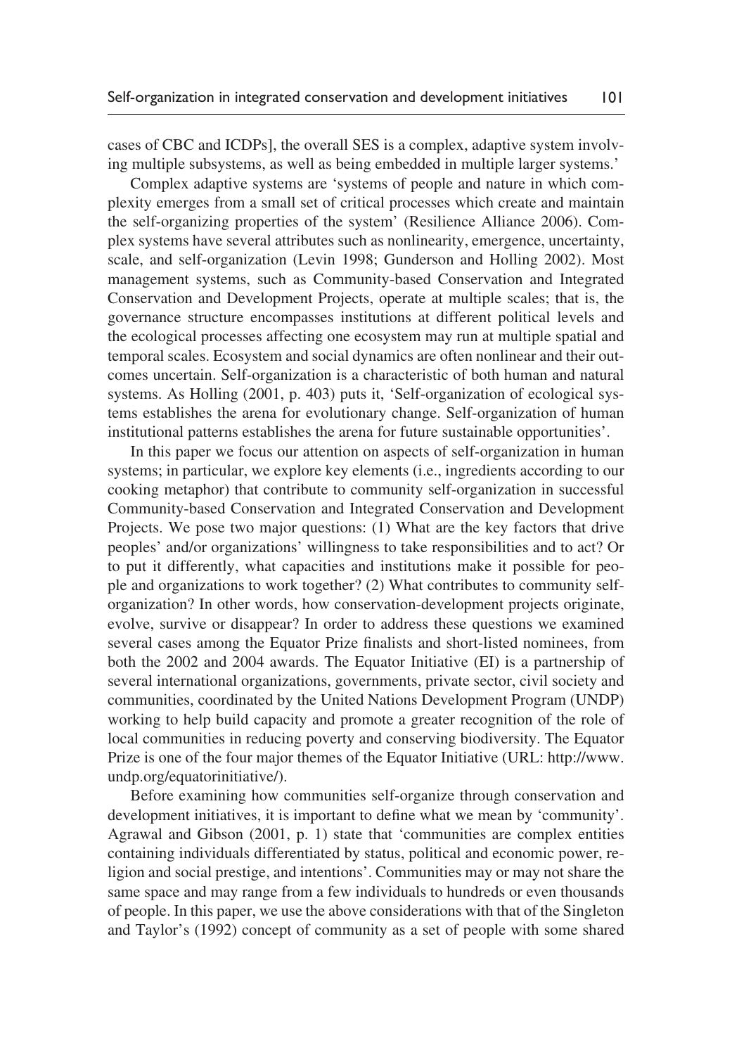cases of CBC and ICDPs], the overall SES is a complex, adaptive system involving multiple subsystems, as well as being embedded in multiple larger systems.'

Complex adaptive systems are 'systems of people and nature in which complexity emerges from a small set of critical processes which create and maintain the self-organizing properties of the system' (Resilience Alliance 2006). Complex systems have several attributes such as nonlinearity, emergence, uncertainty, scale, and self-organization (Levin 1998; Gunderson and Holling 2002). Most management systems, such as Community-based Conservation and Integrated Conservation and Development Projects, operate at multiple scales; that is, the governance structure encompasses institutions at different political levels and the ecological processes affecting one ecosystem may run at multiple spatial and temporal scales. Ecosystem and social dynamics are often nonlinear and their outcomes uncertain. Self-organization is a characteristic of both human and natural systems. As Holling (2001, p. 403) puts it, 'Self-organization of ecological systems establishes the arena for evolutionary change. Self-organization of human institutional patterns establishes the arena for future sustainable opportunities'.

In this paper we focus our attention on aspects of self-organization in human systems; in particular, we explore key elements (i.e., ingredients according to our cooking metaphor) that contribute to community self-organization in successful Community-based Conservation and Integrated Conservation and Development Projects. We pose two major questions: (1) What are the key factors that drive peoples' and/or organizations' willingness to take responsibilities and to act? Or to put it differently, what capacities and institutions make it possible for people and organizations to work together? (2) What contributes to community self-organization? In other words, how conservation-development projects originate, evolve, survive or disappear? In order to address these questions we examined several cases among the Equator Prize finalists and short-listed nominees, from both the 2002 and 2004 awards. The Equator Initiative (EI) is a partnership of several international organizations, governments, private sector, civil society and communities, coordinated by the United Nations Development Program (UNDP) working to help build capacity and promote a greater recognition of the role of local communities in reducing poverty and conserving biodiversity. The Equator Prize is one of the four major themes of the Equator Initiative (URL: http://www.undp.org/equatorinitiative/).

Before examining how communities self-organize through conservation and development initiatives, it is important to define what we mean by 'community'. Agrawal and Gibson (2001, p. 1) state that 'communities are complex entities containing individuals differentiated by status, political and economic power, religion and social prestige, and intentions'. Communities may or may not share the same space and may range from a few individuals to hundreds or even thousands of people. In this paper, we use the above considerations with that of the Singleton and Taylor's (1992) concept of community as a set of people with some shared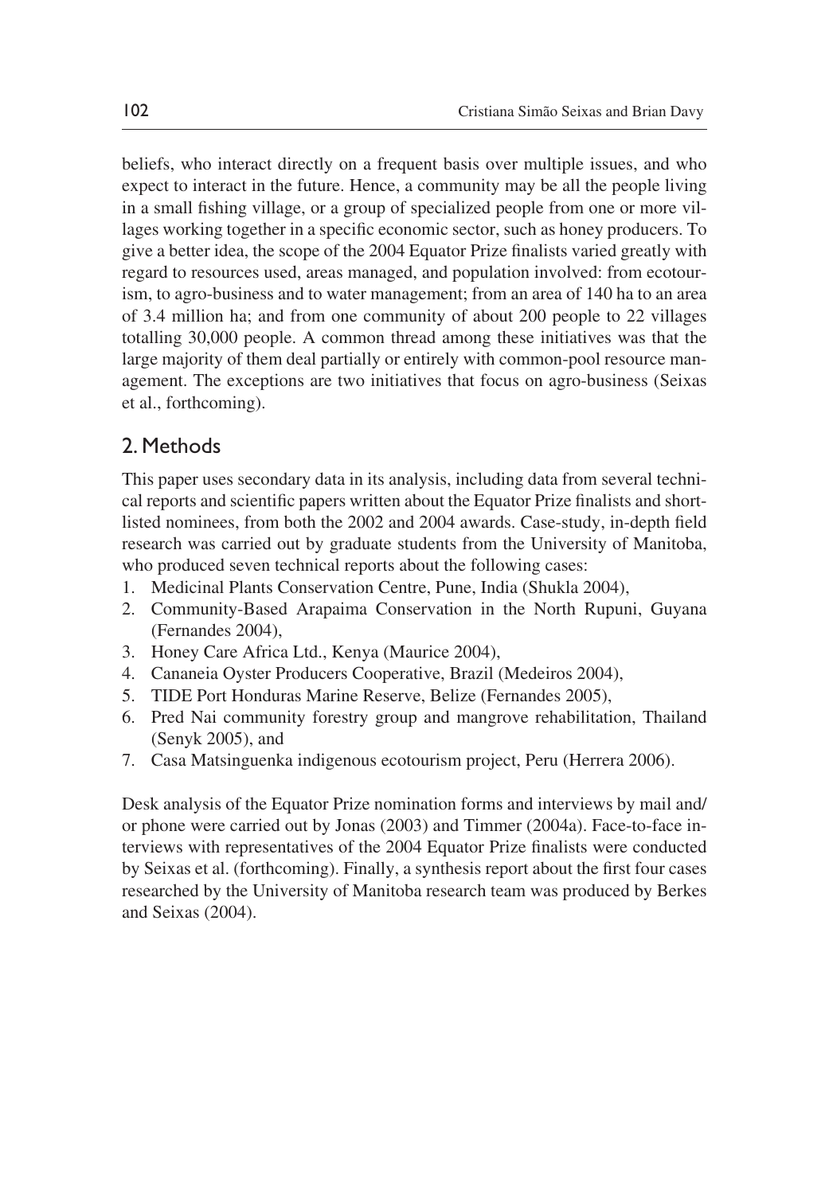beliefs, who interact directly on a frequent basis over multiple issues, and who expect to interact in the future. Hence, a community may be all the people living in a small fishing village, or a group of specialized people from one or more villages working together in a specific economic sector, such as honey producers. To give a better idea, the scope of the 2004 Equator Prize finalists varied greatly with regard to resources used, areas managed, and population involved: from ecotourism, to agro-business and to water management; from an area of 140 ha to an area of 3.4 million ha; and from one community of about 200 people to 22 villages totalling 30,000 people. A common thread among these initiatives was that the large majority of them deal partially or entirely with common-pool resource management. The exceptions are two initiatives that focus on agro-business (Seixas et al., forthcoming).

## 2. Methods

This paper uses secondary data in its analysis, including data from several technical reports and scientific papers written about the Equator Prize finalists and short-listed nominees, from both the 2002 and 2004 awards. Case-study, in-depth field research was carried out by graduate students from the University of Manitoba, who produced seven technical reports about the following cases:

1. Medicinal Plants Conservation Centre, Pune, India (Shukla 2004),
2. Community-Based Arapaima Conservation in the North Rupuni, Guyana (Fernandes 2004),
3. Honey Care Africa Ltd., Kenya (Maurice 2004),
4. Cananeia Oyster Producers Cooperative, Brazil (Medeiros 2004),
5. TIDE Port Honduras Marine Reserve, Belize (Fernandes 2005),
6. Pred Nai community forestry group and mangrove rehabilitation, Thailand (Senyk 2005), and
7. Casa Matsinguenka indigenous ecotourism project, Peru (Herrera 2006).

Desk analysis of the Equator Prize nomination forms and interviews by mail and/or phone were carried out by Jonas (2003) and Timmer (2004a). Face-to-face interviews with representatives of the 2004 Equator Prize finalists were conducted by Seixas et al. (forthcoming). Finally, a synthesis report about the first four cases researched by the University of Manitoba research team was produced by Berkes and Seixas (2004).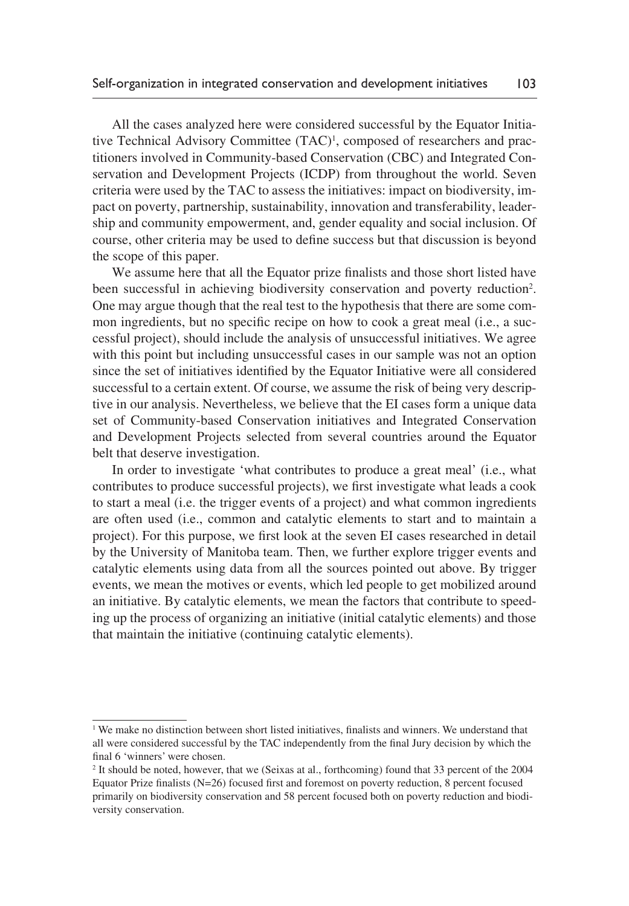All the cases analyzed here were considered successful by the Equator Initiative Technical Advisory Committee (TAC)[1], composed of researchers and practitioners involved in Community-based Conservation (CBC) and Integrated Conservation and Development Projects (ICDP) from throughout the world. Seven criteria were used by the TAC to assess the initiatives: impact on biodiversity, impact on poverty, partnership, sustainability, innovation and transferability, leadership and community empowerment, and, gender equality and social inclusion. Of course, other criteria may be used to define success but that discussion is beyond the scope of this paper.

We assume here that all the Equator prize finalists and those short listed have been successful in achieving biodiversity conservation and poverty reduction[2]. One may argue though that the real test to the hypothesis that there are some common ingredients, but no specific recipe on how to cook a great meal (i.e., a successful project), should include the analysis of unsuccessful initiatives. We agree with this point but including unsuccessful cases in our sample was not an option since the set of initiatives identified by the Equator Initiative were all considered successful to a certain extent. Of course, we assume the risk of being very descriptive in our analysis. Nevertheless, we believe that the EI cases form a unique data set of Community-based Conservation initiatives and Integrated Conservation and Development Projects selected from several countries around the Equator belt that deserve investigation.

In order to investigate 'what contributes to produce a great meal' (i.e., what contributes to produce successful projects), we first investigate what leads a cook to start a meal (i.e. the trigger events of a project) and what common ingredients are often used (i.e., common and catalytic elements to start and to maintain a project). For this purpose, we first look at the seven EI cases researched in detail by the University of Manitoba team. Then, we further explore trigger events and catalytic elements using data from all the sources pointed out above. By trigger events, we mean the motives or events, which led people to get mobilized around an initiative. By catalytic elements, we mean the factors that contribute to speeding up the process of organizing an initiative (initial catalytic elements) and those that maintain the initiative (continuing catalytic elements).

---

[1] We make no distinction between short listed initiatives, finalists and winners. We understand that all were considered successful by the TAC independently from the final Jury decision by which the final 6 'winners' were chosen.

[2] It should be noted, however, that we (Seixas at al., forthcoming) found that 33 percent of the 2004 Equator Prize finalists (N=26) focused first and foremost on poverty reduction, 8 percent focused primarily on biodiversity conservation and 58 percent focused both on poverty reduction and biodiversity conservation.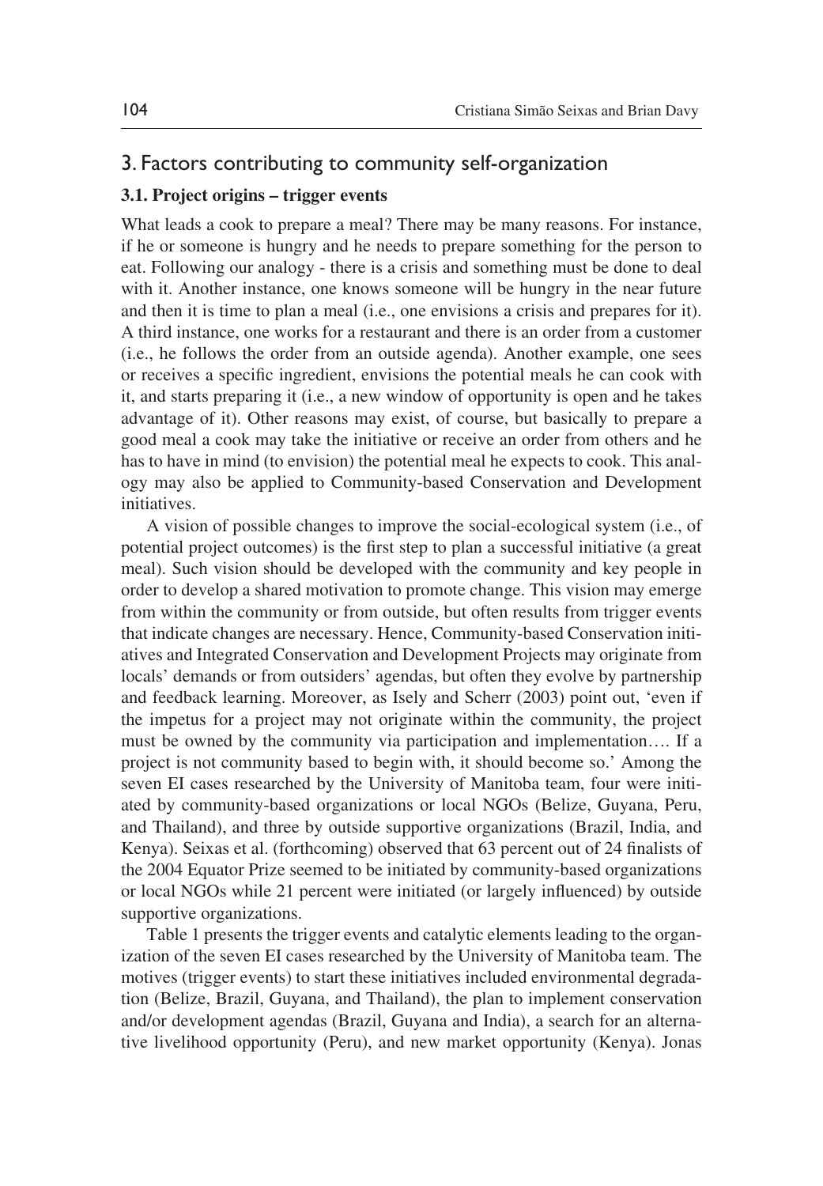## 3. Factors contributing to community self-organization

### 3.1. Project origins – trigger events

What leads a cook to prepare a meal? There may be many reasons. For instance, if he or someone is hungry and he needs to prepare something for the person to eat. Following our analogy - there is a crisis and something must be done to deal with it. Another instance, one knows someone will be hungry in the near future and then it is time to plan a meal (i.e., one envisions a crisis and prepares for it). A third instance, one works for a restaurant and there is an order from a customer (i.e., he follows the order from an outside agenda). Another example, one sees or receives a specific ingredient, envisions the potential meals he can cook with it, and starts preparing it (i.e., a new window of opportunity is open and he takes advantage of it). Other reasons may exist, of course, but basically to prepare a good meal a cook may take the initiative or receive an order from others and he has to have in mind (to envision) the potential meal he expects to cook. This analogy may also be applied to Community-based Conservation and Development initiatives.

A vision of possible changes to improve the social-ecological system (i.e., of potential project outcomes) is the first step to plan a successful initiative (a great meal). Such vision should be developed with the community and key people in order to develop a shared motivation to promote change. This vision may emerge from within the community or from outside, but often results from trigger events that indicate changes are necessary. Hence, Community-based Conservation initiatives and Integrated Conservation and Development Projects may originate from locals' demands or from outsiders' agendas, but often they evolve by partnership and feedback learning. Moreover, as Isely and Scherr (2003) point out, 'even if the impetus for a project may not originate within the community, the project must be owned by the community via participation and implementation…. If a project is not community based to begin with, it should become so.' Among the seven EI cases researched by the University of Manitoba team, four were initiated by community-based organizations or local NGOs (Belize, Guyana, Peru, and Thailand), and three by outside supportive organizations (Brazil, India, and Kenya). Seixas et al. (forthcoming) observed that 63 percent out of 24 finalists of the 2004 Equator Prize seemed to be initiated by community-based organizations or local NGOs while 21 percent were initiated (or largely influenced) by outside supportive organizations.

Table 1 presents the trigger events and catalytic elements leading to the organization of the seven EI cases researched by the University of Manitoba team. The motives (trigger events) to start these initiatives included environmental degradation (Belize, Brazil, Guyana, and Thailand), the plan to implement conservation and/or development agendas (Brazil, Guyana and India), a search for an alternative livelihood opportunity (Peru), and new market opportunity (Kenya). Jonas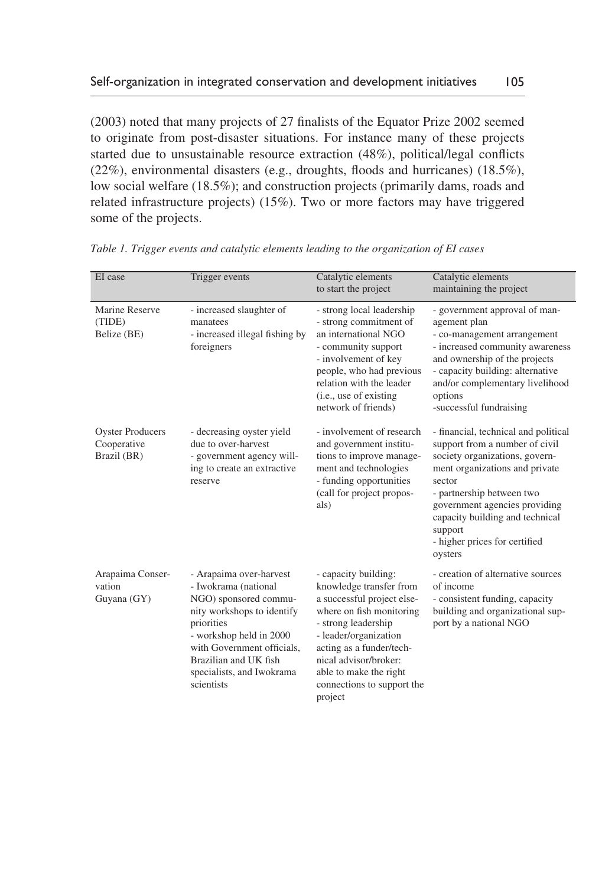(2003) noted that many projects of 27 finalists of the Equator Prize 2002 seemed to originate from post-disaster situations. For instance many of these projects started due to unsustainable resource extraction (48%), political/legal conflicts (22%), environmental disasters (e.g., droughts, floods and hurricanes) (18.5%), low social welfare (18.5%); and construction projects (primarily dams, roads and related infrastructure projects) (15%). Two or more factors may have triggered some of the projects.

*Table 1. Trigger events and catalytic elements leading to the organization of EI cases*

| EI case | Trigger events | Catalytic elements to start the project | Catalytic elements maintaining the project |
|---|---|---|---|
| Marine Reserve (TIDE) Belize (BE) | - increased slaughter of manatees<br>- increased illegal fishing by foreigners | - strong local leadership<br>- strong commitment of an international NGO<br>- community support<br>- involvement of key people, who had previous relation with the leader (i.e., use of existing network of friends) | - government approval of management plan<br>- co-management arrangement<br>- increased community awareness and ownership of the projects<br>- capacity building: alternative and/or complementary livelihood options<br>-successful fundraising |
| Oyster Producers Cooperative Brazil (BR) | - decreasing oyster yield due to over-harvest<br>- government agency willing to create an extractive reserve | - involvement of research and government institutions to improve management and technologies<br>- funding opportunities (call for project proposals) | - financial, technical and political support from a number of civil society organizations, government organizations and private sector<br>- partnership between two government agencies providing capacity building and technical support<br>- higher prices for certified oysters |
| Arapaima Conservation Guyana (GY) | - Arapaima over-harvest<br>- Iwokrama (national NGO) sponsored community workshops to identify priorities<br>- workshop held in 2000 with Government officials, Brazilian and UK fish specialists, and Iwokrama scientists | - capacity building: knowledge transfer from a successful project elsewhere on fish monitoring<br>- strong leadership<br>- leader/organization acting as a funder/technical advisor/broker: able to make the right connections to support the project | - creation of alternative sources of income<br>- consistent funding, capacity building and organizational support by a national NGO |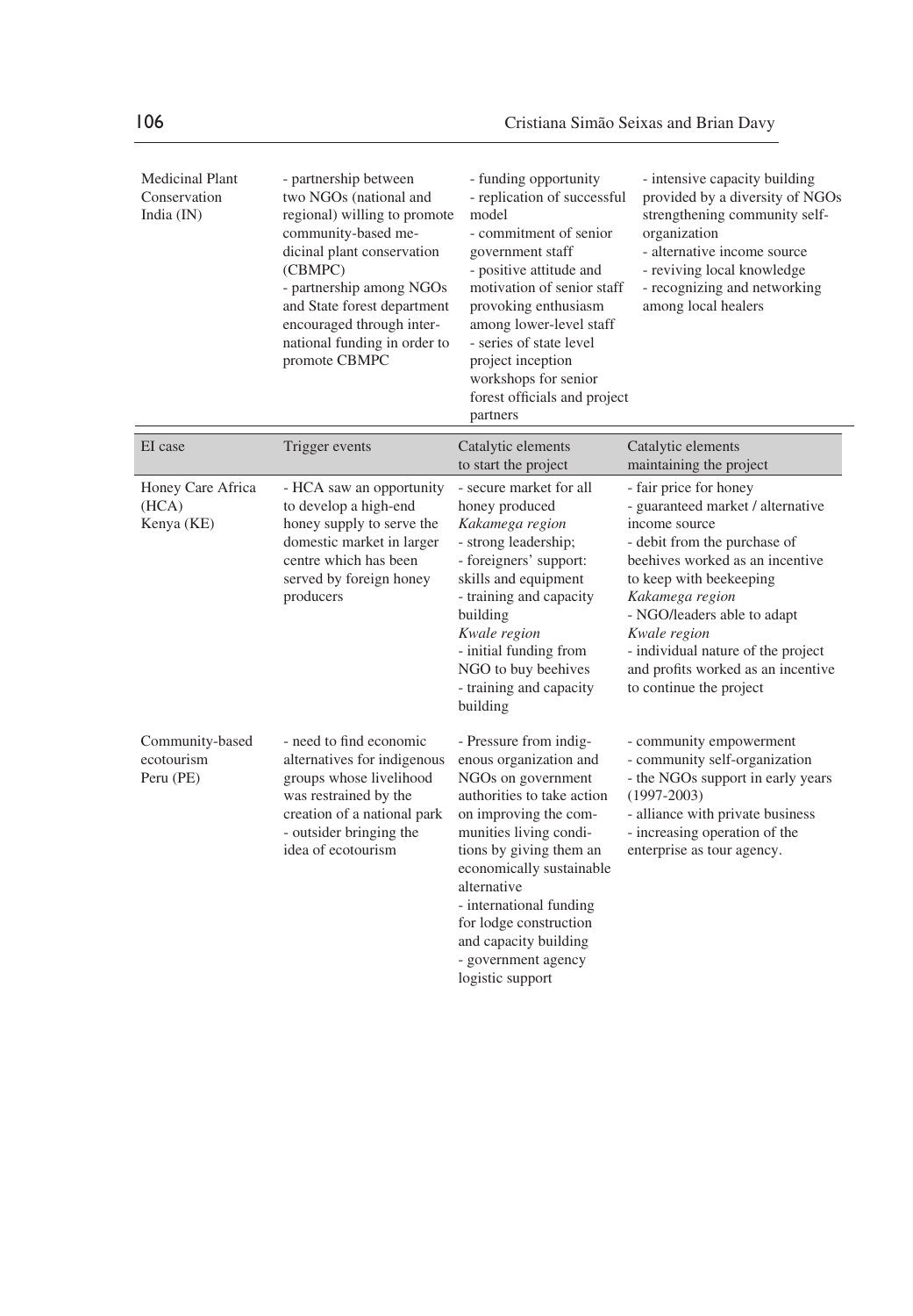| EI case | Trigger events | Catalytic elements to start the project | Catalytic elements maintaining the project |
|---|---|---|---|
| Medicinal Plant Conservation India (IN) | - partnership between two NGOs (national and regional) willing to promote community-based medicinal plant conservation (CBMPC)<br>- partnership among NGOs and State forest department encouraged through international funding in order to promote CBMPC | - funding opportunity<br>- replication of successful model<br>- commitment of senior government staff<br>- positive attitude and motivation of senior staff provoking enthusiasm among lower-level staff<br>- series of state level project inception workshops for senior forest officials and project partners | - intensive capacity building provided by a diversity of NGOs strengthening community self-organization<br>- alternative income source<br>- reviving local knowledge<br>- recognizing and networking among local healers |
| Honey Care Africa (HCA) Kenya (KE) | - HCA saw an opportunity to develop a high-end honey supply to serve the domestic market in larger centre which has been served by foreign honey producers | - secure market for all honey produced<br>*Kakamega region*<br>- strong leadership;<br>- foreigners' support: skills and equipment<br>- training and capacity building<br>*Kwale region*<br>- initial funding from NGO to buy beehives<br>- training and capacity building | - fair price for honey<br>- guaranteed market / alternative income source<br>- debit from the purchase of beehives worked as an incentive to keep with beekeeping<br>*Kakamega region*<br>- NGO/leaders able to adapt<br>*Kwale region*<br>- individual nature of the project and profits worked as an incentive to continue the project |
| Community-based ecotourism Peru (PE) | - need to find economic alternatives for indigenous groups whose livelihood was restrained by the creation of a national park<br>- outsider bringing the idea of ecotourism | - Pressure from indigenous organization and NGOs on government authorities to take action on improving the communities living conditions by giving them an economically sustainable alternative<br>- international funding for lodge construction and capacity building<br>- government agency logistic support | - community empowerment<br>- community self-organization<br>- the NGOs support in early years (1997-2003)<br>- alliance with private business<br>- increasing operation of the enterprise as tour agency. |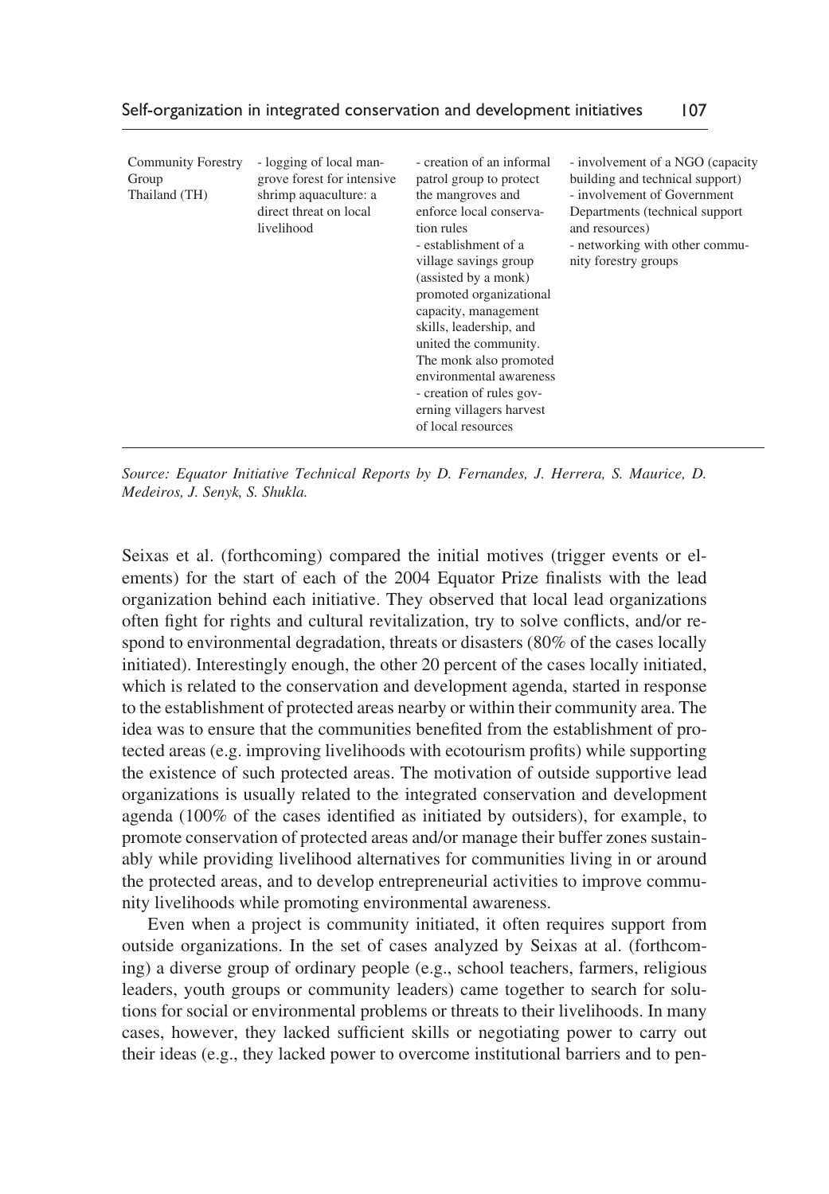| Community Forestry Group Thailand (TH) | - logging of local mangrove forest for intensive shrimp aquaculture: a direct threat on local livelihood | - creation of an informal patrol group to protect the mangroves and enforce local conservation rules<br>- establishment of a village savings group (assisted by a monk) promoted organizational capacity, management skills, leadership, and united the community. The monk also promoted environmental awareness<br>- creation of rules governing villagers harvest of local resources | - involvement of a NGO (capacity building and technical support)<br>- involvement of Government Departments (technical support and resources)<br>- networking with other community forestry groups |
|---|---|---|---|

*Source: Equator Initiative Technical Reports by D. Fernandes, J. Herrera, S. Maurice, D. Medeiros, J. Senyk, S. Shukla.*

Seixas et al. (forthcoming) compared the initial motives (trigger events or elements) for the start of each of the 2004 Equator Prize finalists with the lead organization behind each initiative. They observed that local lead organizations often fight for rights and cultural revitalization, try to solve conflicts, and/or respond to environmental degradation, threats or disasters (80% of the cases locally initiated). Interestingly enough, the other 20 percent of the cases locally initiated, which is related to the conservation and development agenda, started in response to the establishment of protected areas nearby or within their community area. The idea was to ensure that the communities benefited from the establishment of protected areas (e.g. improving livelihoods with ecotourism profits) while supporting the existence of such protected areas. The motivation of outside supportive lead organizations is usually related to the integrated conservation and development agenda (100% of the cases identified as initiated by outsiders), for example, to promote conservation of protected areas and/or manage their buffer zones sustainably while providing livelihood alternatives for communities living in or around the protected areas, and to develop entrepreneurial activities to improve community livelihoods while promoting environmental awareness.

Even when a project is community initiated, it often requires support from outside organizations. In the set of cases analyzed by Seixas at al. (forthcoming) a diverse group of ordinary people (e.g., school teachers, farmers, religious leaders, youth groups or community leaders) came together to search for solutions for social or environmental problems or threats to their livelihoods. In many cases, however, they lacked sufficient skills or negotiating power to carry out their ideas (e.g., they lacked power to overcome institutional barriers and to pen-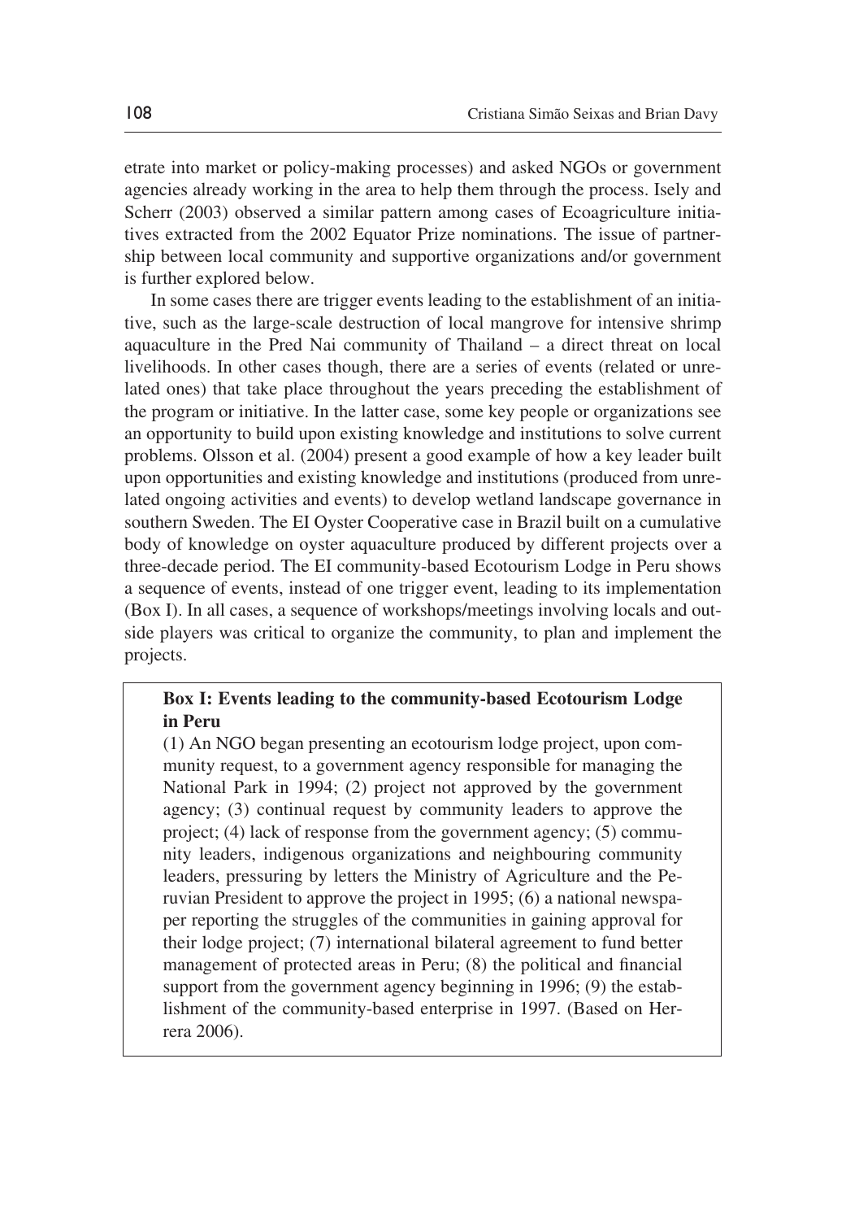etrate into market or policy-making processes) and asked NGOs or government agencies already working in the area to help them through the process. Isely and Scherr (2003) observed a similar pattern among cases of Ecoagriculture initiatives extracted from the 2002 Equator Prize nominations. The issue of partnership between local community and supportive organizations and/or government is further explored below.

In some cases there are trigger events leading to the establishment of an initiative, such as the large-scale destruction of local mangrove for intensive shrimp aquaculture in the Pred Nai community of Thailand – a direct threat on local livelihoods. In other cases though, there are a series of events (related or unrelated ones) that take place throughout the years preceding the establishment of the program or initiative. In the latter case, some key people or organizations see an opportunity to build upon existing knowledge and institutions to solve current problems. Olsson et al. (2004) present a good example of how a key leader built upon opportunities and existing knowledge and institutions (produced from unrelated ongoing activities and events) to develop wetland landscape governance in southern Sweden. The EI Oyster Cooperative case in Brazil built on a cumulative body of knowledge on oyster aquaculture produced by different projects over a three-decade period. The EI community-based Ecotourism Lodge in Peru shows a sequence of events, instead of one trigger event, leading to its implementation (Box I). In all cases, a sequence of workshops/meetings involving locals and outside players was critical to organize the community, to plan and implement the projects.

> **Box I: Events leading to the community-based Ecotourism Lodge in Peru**
>
> (1) An NGO began presenting an ecotourism lodge project, upon community request, to a government agency responsible for managing the National Park in 1994; (2) project not approved by the government agency; (3) continual request by community leaders to approve the project; (4) lack of response from the government agency; (5) community leaders, indigenous organizations and neighbouring community leaders, pressuring by letters the Ministry of Agriculture and the Peruvian President to approve the project in 1995; (6) a national newspaper reporting the struggles of the communities in gaining approval for their lodge project; (7) international bilateral agreement to fund better management of protected areas in Peru; (8) the political and financial support from the government agency beginning in 1996; (9) the establishment of the community-based enterprise in 1997. (Based on Herrera 2006).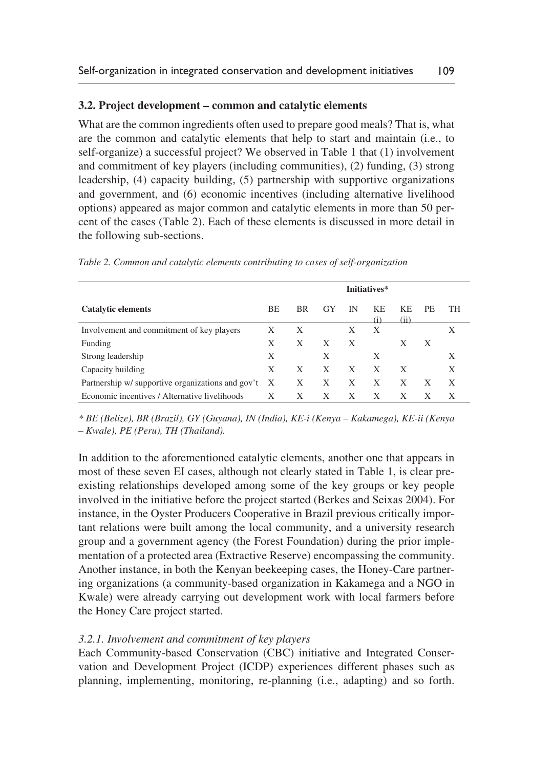### 3.2. Project development – common and catalytic elements

What are the common ingredients often used to prepare good meals? That is, what are the common and catalytic elements that help to start and maintain (i.e., to self-organize) a successful project? We observed in Table 1 that (1) involvement and commitment of key players (including communities), (2) funding, (3) strong leadership, (4) capacity building, (5) partnership with supportive organizations and government, and (6) economic incentives (including alternative livelihood options) appeared as major common and catalytic elements in more than 50 percent of the cases (Table 2). Each of these elements is discussed in more detail in the following sub-sections.

*Table 2. Common and catalytic elements contributing to cases of self-organization*

| | Initiatives* | | | | | | | |
|---|---|---|---|---|---|---|---|---|
| **Catalytic elements** | BE | BR | GY | IN | KE (i) | KE (ii) | PE | TH |
| Involvement and commitment of key players | X | X | | X | X | | | X |
| Funding | X | X | X | X | | X | X | |
| Strong leadership | X | | X | | X | | | X |
| Capacity building | X | X | X | X | X | X | | X |
| Partnership w/ supportive organizations and gov't | X | X | X | X | X | X | X | X |
| Economic incentives / Alternative livelihoods | X | X | X | X | X | X | X | X |

*\* BE (Belize), BR (Brazil), GY (Guyana), IN (India), KE-i (Kenya – Kakamega), KE-ii (Kenya – Kwale), PE (Peru), TH (Thailand).*

In addition to the aforementioned catalytic elements, another one that appears in most of these seven EI cases, although not clearly stated in Table 1, is clear pre-existing relationships developed among some of the key groups or key people involved in the initiative before the project started (Berkes and Seixas 2004). For instance, in the Oyster Producers Cooperative in Brazil previous critically important relations were built among the local community, and a university research group and a government agency (the Forest Foundation) during the prior implementation of a protected area (Extractive Reserve) encompassing the community. Another instance, in both the Kenyan beekeeping cases, the Honey-Care partnering organizations (a community-based organization in Kakamega and a NGO in Kwale) were already carrying out development work with local farmers before the Honey Care project started.

#### *3.2.1. Involvement and commitment of key players*

Each Community-based Conservation (CBC) initiative and Integrated Conservation and Development Project (ICDP) experiences different phases such as planning, implementing, monitoring, re-planning (i.e., adapting) and so forth.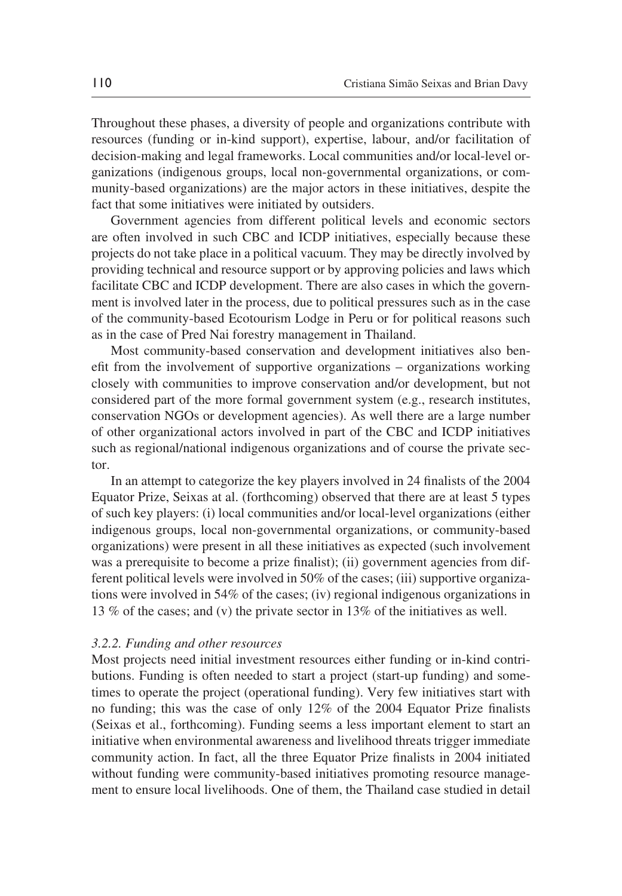Throughout these phases, a diversity of people and organizations contribute with resources (funding or in-kind support), expertise, labour, and/or facilitation of decision-making and legal frameworks. Local communities and/or local-level organizations (indigenous groups, local non-governmental organizations, or community-based organizations) are the major actors in these initiatives, despite the fact that some initiatives were initiated by outsiders.

Government agencies from different political levels and economic sectors are often involved in such CBC and ICDP initiatives, especially because these projects do not take place in a political vacuum. They may be directly involved by providing technical and resource support or by approving policies and laws which facilitate CBC and ICDP development. There are also cases in which the government is involved later in the process, due to political pressures such as in the case of the community-based Ecotourism Lodge in Peru or for political reasons such as in the case of Pred Nai forestry management in Thailand.

Most community-based conservation and development initiatives also benefit from the involvement of supportive organizations – organizations working closely with communities to improve conservation and/or development, but not considered part of the more formal government system (e.g., research institutes, conservation NGOs or development agencies). As well there are a large number of other organizational actors involved in part of the CBC and ICDP initiatives such as regional/national indigenous organizations and of course the private sector.

In an attempt to categorize the key players involved in 24 finalists of the 2004 Equator Prize, Seixas at al. (forthcoming) observed that there are at least 5 types of such key players: (i) local communities and/or local-level organizations (either indigenous groups, local non-governmental organizations, or community-based organizations) were present in all these initiatives as expected (such involvement was a prerequisite to become a prize finalist); (ii) government agencies from different political levels were involved in 50% of the cases; (iii) supportive organizations were involved in 54% of the cases; (iv) regional indigenous organizations in 13 % of the cases; and (v) the private sector in 13% of the initiatives as well.

### *3.2.2. Funding and other resources*

Most projects need initial investment resources either funding or in-kind contributions. Funding is often needed to start a project (start-up funding) and sometimes to operate the project (operational funding). Very few initiatives start with no funding; this was the case of only 12% of the 2004 Equator Prize finalists (Seixas et al., forthcoming). Funding seems a less important element to start an initiative when environmental awareness and livelihood threats trigger immediate community action. In fact, all the three Equator Prize finalists in 2004 initiated without funding were community-based initiatives promoting resource management to ensure local livelihoods. One of them, the Thailand case studied in detail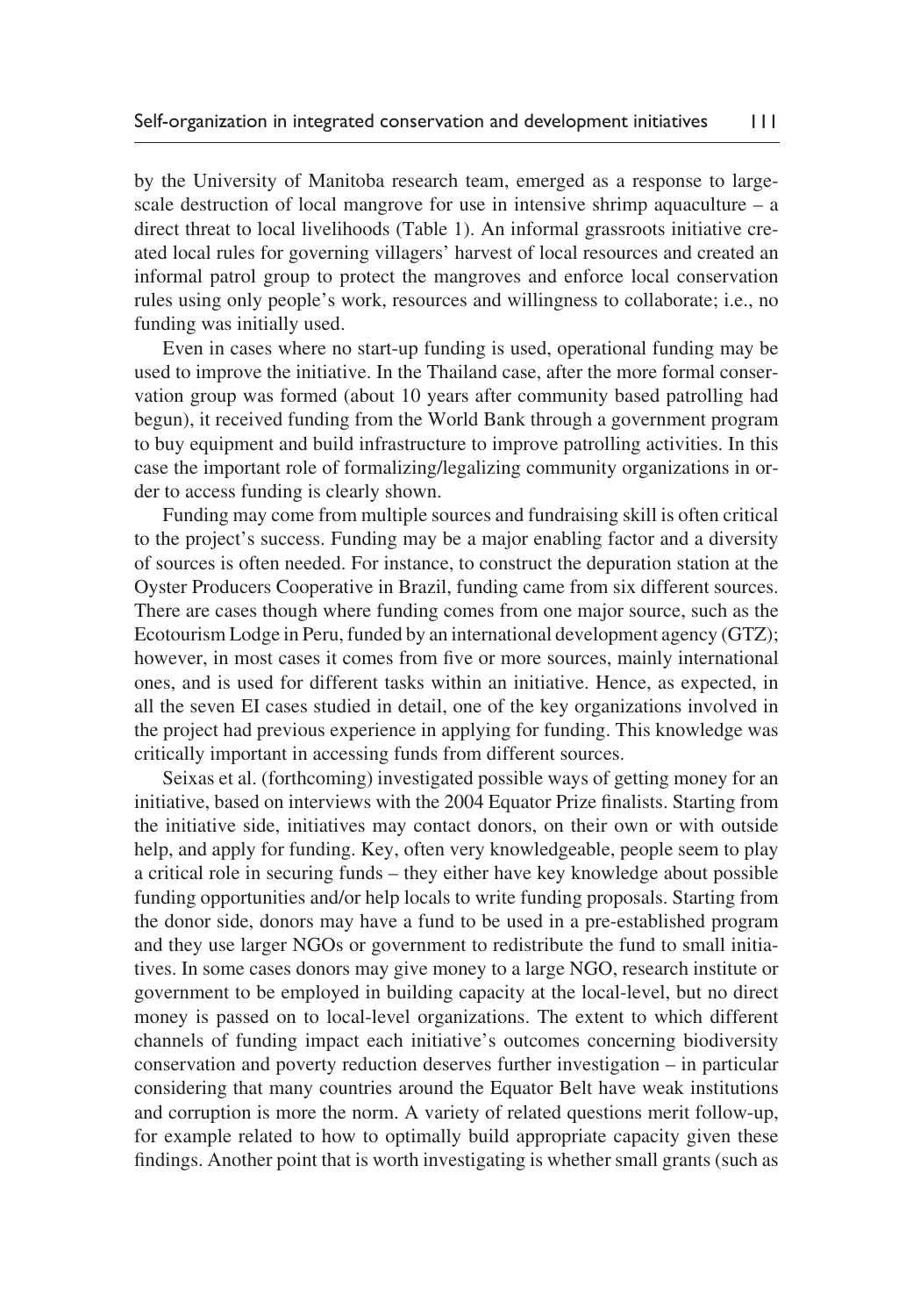by the University of Manitoba research team, emerged as a response to large-scale destruction of local mangrove for use in intensive shrimp aquaculture – a direct threat to local livelihoods (Table 1). An informal grassroots initiative created local rules for governing villagers' harvest of local resources and created an informal patrol group to protect the mangroves and enforce local conservation rules using only people's work, resources and willingness to collaborate; i.e., no funding was initially used.

Even in cases where no start-up funding is used, operational funding may be used to improve the initiative. In the Thailand case, after the more formal conservation group was formed (about 10 years after community based patrolling had begun), it received funding from the World Bank through a government program to buy equipment and build infrastructure to improve patrolling activities. In this case the important role of formalizing/legalizing community organizations in order to access funding is clearly shown.

Funding may come from multiple sources and fundraising skill is often critical to the project's success. Funding may be a major enabling factor and a diversity of sources is often needed. For instance, to construct the depuration station at the Oyster Producers Cooperative in Brazil, funding came from six different sources. There are cases though where funding comes from one major source, such as the Ecotourism Lodge in Peru, funded by an international development agency (GTZ); however, in most cases it comes from five or more sources, mainly international ones, and is used for different tasks within an initiative. Hence, as expected, in all the seven EI cases studied in detail, one of the key organizations involved in the project had previous experience in applying for funding. This knowledge was critically important in accessing funds from different sources.

Seixas et al. (forthcoming) investigated possible ways of getting money for an initiative, based on interviews with the 2004 Equator Prize finalists. Starting from the initiative side, initiatives may contact donors, on their own or with outside help, and apply for funding. Key, often very knowledgeable, people seem to play a critical role in securing funds – they either have key knowledge about possible funding opportunities and/or help locals to write funding proposals. Starting from the donor side, donors may have a fund to be used in a pre-established program and they use larger NGOs or government to redistribute the fund to small initiatives. In some cases donors may give money to a large NGO, research institute or government to be employed in building capacity at the local-level, but no direct money is passed on to local-level organizations. The extent to which different channels of funding impact each initiative's outcomes concerning biodiversity conservation and poverty reduction deserves further investigation – in particular considering that many countries around the Equator Belt have weak institutions and corruption is more the norm. A variety of related questions merit follow-up, for example related to how to optimally build appropriate capacity given these findings. Another point that is worth investigating is whether small grants (such as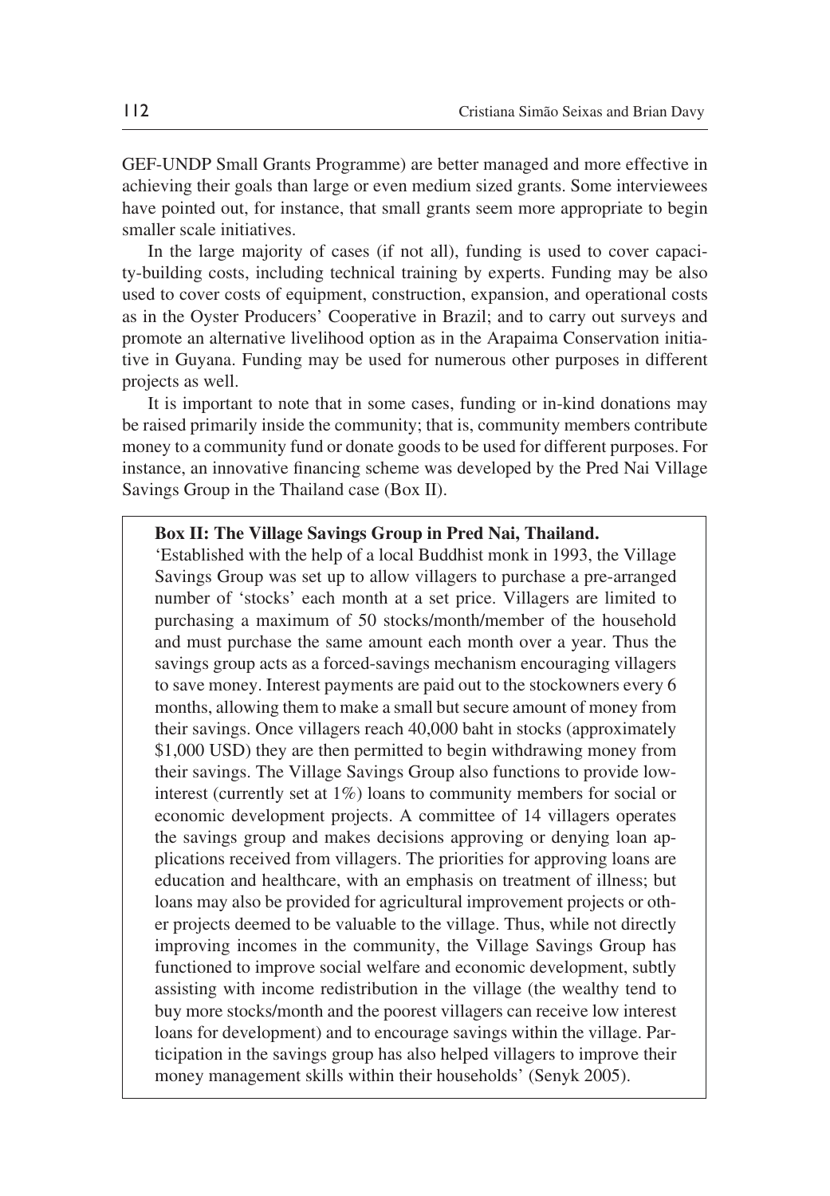GEF-UNDP Small Grants Programme) are better managed and more effective in achieving their goals than large or even medium sized grants. Some interviewees have pointed out, for instance, that small grants seem more appropriate to begin smaller scale initiatives.

In the large majority of cases (if not all), funding is used to cover capacity-building costs, including technical training by experts. Funding may be also used to cover costs of equipment, construction, expansion, and operational costs as in the Oyster Producers' Cooperative in Brazil; and to carry out surveys and promote an alternative livelihood option as in the Arapaima Conservation initiative in Guyana. Funding may be used for numerous other purposes in different projects as well.

It is important to note that in some cases, funding or in-kind donations may be raised primarily inside the community; that is, community members contribute money to a community fund or donate goods to be used for different purposes. For instance, an innovative financing scheme was developed by the Pred Nai Village Savings Group in the Thailand case (Box II).

> **Box II: The Village Savings Group in Pred Nai, Thailand.**
>
> 'Established with the help of a local Buddhist monk in 1993, the Village Savings Group was set up to allow villagers to purchase a pre-arranged number of 'stocks' each month at a set price. Villagers are limited to purchasing a maximum of 50 stocks/month/member of the household and must purchase the same amount each month over a year. Thus the savings group acts as a forced-savings mechanism encouraging villagers to save money. Interest payments are paid out to the stockowners every 6 months, allowing them to make a small but secure amount of money from their savings. Once villagers reach 40,000 baht in stocks (approximately \$1,000 USD) they are then permitted to begin withdrawing money from their savings. The Village Savings Group also functions to provide low-interest (currently set at 1%) loans to community members for social or economic development projects. A committee of 14 villagers operates the savings group and makes decisions approving or denying loan applications received from villagers. The priorities for approving loans are education and healthcare, with an emphasis on treatment of illness; but loans may also be provided for agricultural improvement projects or other projects deemed to be valuable to the village. Thus, while not directly improving incomes in the community, the Village Savings Group has functioned to improve social welfare and economic development, subtly assisting with income redistribution in the village (the wealthy tend to buy more stocks/month and the poorest villagers can receive low interest loans for development) and to encourage savings within the village. Participation in the savings group has also helped villagers to improve their money management skills within their households' (Senyk 2005).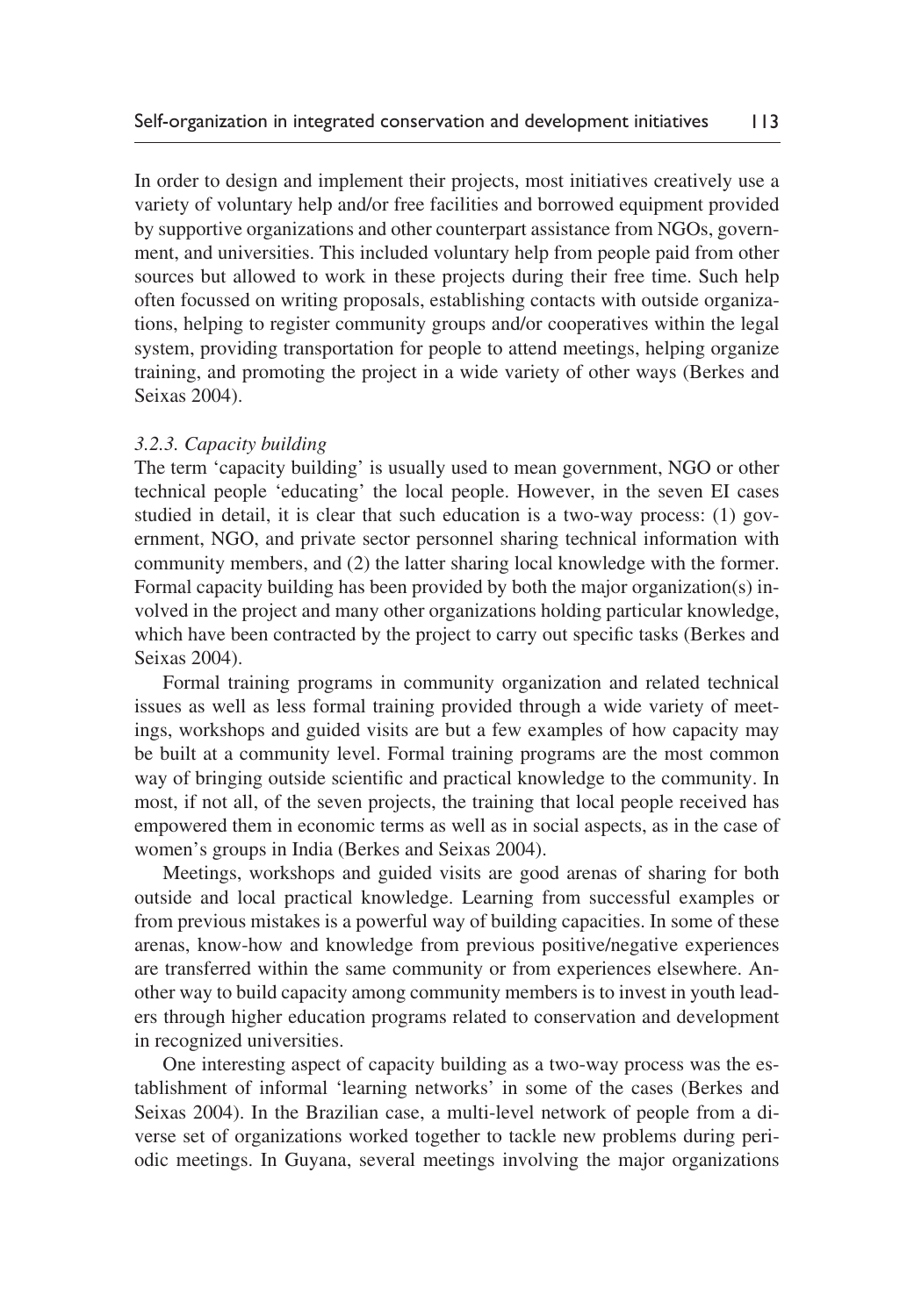In order to design and implement their projects, most initiatives creatively use a variety of voluntary help and/or free facilities and borrowed equipment provided by supportive organizations and other counterpart assistance from NGOs, government, and universities. This included voluntary help from people paid from other sources but allowed to work in these projects during their free time. Such help often focussed on writing proposals, establishing contacts with outside organizations, helping to register community groups and/or cooperatives within the legal system, providing transportation for people to attend meetings, helping organize training, and promoting the project in a wide variety of other ways (Berkes and Seixas 2004).

### *3.2.3. Capacity building*

The term 'capacity building' is usually used to mean government, NGO or other technical people 'educating' the local people. However, in the seven EI cases studied in detail, it is clear that such education is a two-way process: (1) government, NGO, and private sector personnel sharing technical information with community members, and (2) the latter sharing local knowledge with the former. Formal capacity building has been provided by both the major organization(s) involved in the project and many other organizations holding particular knowledge, which have been contracted by the project to carry out specific tasks (Berkes and Seixas 2004).

Formal training programs in community organization and related technical issues as well as less formal training provided through a wide variety of meetings, workshops and guided visits are but a few examples of how capacity may be built at a community level. Formal training programs are the most common way of bringing outside scientific and practical knowledge to the community. In most, if not all, of the seven projects, the training that local people received has empowered them in economic terms as well as in social aspects, as in the case of women's groups in India (Berkes and Seixas 2004).

Meetings, workshops and guided visits are good arenas of sharing for both outside and local practical knowledge. Learning from successful examples or from previous mistakes is a powerful way of building capacities. In some of these arenas, know-how and knowledge from previous positive/negative experiences are transferred within the same community or from experiences elsewhere. Another way to build capacity among community members is to invest in youth leaders through higher education programs related to conservation and development in recognized universities.

One interesting aspect of capacity building as a two-way process was the establishment of informal 'learning networks' in some of the cases (Berkes and Seixas 2004). In the Brazilian case, a multi-level network of people from a diverse set of organizations worked together to tackle new problems during periodic meetings. In Guyana, several meetings involving the major organizations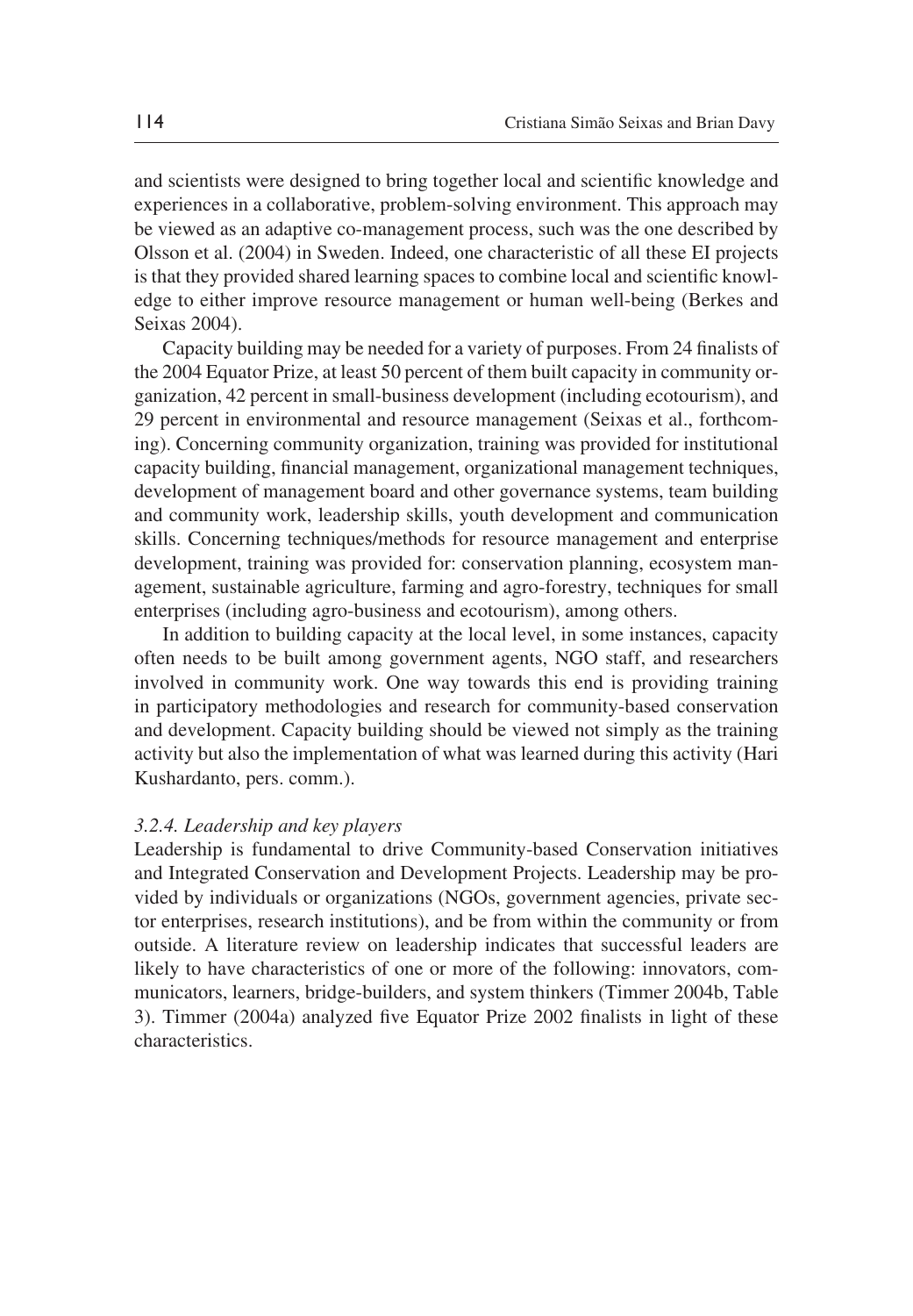and scientists were designed to bring together local and scientific knowledge and experiences in a collaborative, problem-solving environment. This approach may be viewed as an adaptive co-management process, such was the one described by Olsson et al. (2004) in Sweden. Indeed, one characteristic of all these EI projects is that they provided shared learning spaces to combine local and scientific knowledge to either improve resource management or human well-being (Berkes and Seixas 2004).

Capacity building may be needed for a variety of purposes. From 24 finalists of the 2004 Equator Prize, at least 50 percent of them built capacity in community organization, 42 percent in small-business development (including ecotourism), and 29 percent in environmental and resource management (Seixas et al., forthcoming). Concerning community organization, training was provided for institutional capacity building, financial management, organizational management techniques, development of management board and other governance systems, team building and community work, leadership skills, youth development and communication skills. Concerning techniques/methods for resource management and enterprise development, training was provided for: conservation planning, ecosystem management, sustainable agriculture, farming and agro-forestry, techniques for small enterprises (including agro-business and ecotourism), among others.

In addition to building capacity at the local level, in some instances, capacity often needs to be built among government agents, NGO staff, and researchers involved in community work. One way towards this end is providing training in participatory methodologies and research for community-based conservation and development. Capacity building should be viewed not simply as the training activity but also the implementation of what was learned during this activity (Hari Kushardanto, pers. comm.).

#### *3.2.4. Leadership and key players*

Leadership is fundamental to drive Community-based Conservation initiatives and Integrated Conservation and Development Projects. Leadership may be provided by individuals or organizations (NGOs, government agencies, private sector enterprises, research institutions), and be from within the community or from outside. A literature review on leadership indicates that successful leaders are likely to have characteristics of one or more of the following: innovators, communicators, learners, bridge-builders, and system thinkers (Timmer 2004b, Table 3). Timmer (2004a) analyzed five Equator Prize 2002 finalists in light of these characteristics.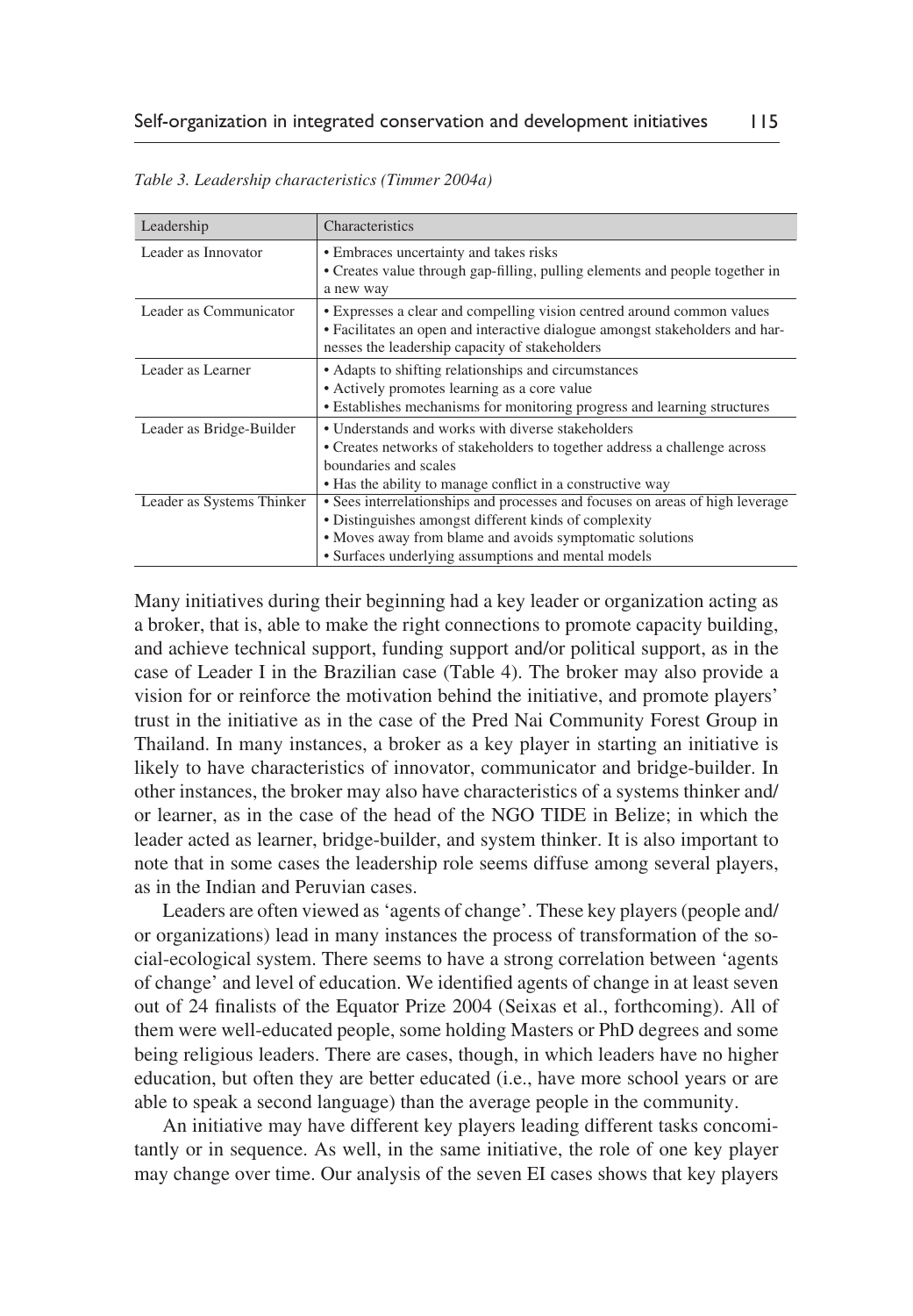*Table 3. Leadership characteristics (Timmer 2004a)*

| Leadership | Characteristics |
|---|---|
| Leader as Innovator | • Embraces uncertainty and takes risks<br>• Creates value through gap-filling, pulling elements and people together in a new way |
| Leader as Communicator | • Expresses a clear and compelling vision centred around common values<br>• Facilitates an open and interactive dialogue amongst stakeholders and harnesses the leadership capacity of stakeholders |
| Leader as Learner | • Adapts to shifting relationships and circumstances<br>• Actively promotes learning as a core value<br>• Establishes mechanisms for monitoring progress and learning structures |
| Leader as Bridge-Builder | • Understands and works with diverse stakeholders<br>• Creates networks of stakeholders to together address a challenge across boundaries and scales<br>• Has the ability to manage conflict in a constructive way |
| Leader as Systems Thinker | • Sees interrelationships and processes and focuses on areas of high leverage<br>• Distinguishes amongst different kinds of complexity<br>• Moves away from blame and avoids symptomatic solutions<br>• Surfaces underlying assumptions and mental models |

Many initiatives during their beginning had a key leader or organization acting as a broker, that is, able to make the right connections to promote capacity building, and achieve technical support, funding support and/or political support, as in the case of Leader I in the Brazilian case (Table 4). The broker may also provide a vision for or reinforce the motivation behind the initiative, and promote players' trust in the initiative as in the case of the Pred Nai Community Forest Group in Thailand. In many instances, a broker as a key player in starting an initiative is likely to have characteristics of innovator, communicator and bridge-builder. In other instances, the broker may also have characteristics of a systems thinker and/or learner, as in the case of the head of the NGO TIDE in Belize; in which the leader acted as learner, bridge-builder, and system thinker. It is also important to note that in some cases the leadership role seems diffuse among several players, as in the Indian and Peruvian cases.

Leaders are often viewed as 'agents of change'. These key players (people and/or organizations) lead in many instances the process of transformation of the social-ecological system. There seems to have a strong correlation between 'agents of change' and level of education. We identified agents of change in at least seven out of 24 finalists of the Equator Prize 2004 (Seixas et al., forthcoming). All of them were well-educated people, some holding Masters or PhD degrees and some being religious leaders. There are cases, though, in which leaders have no higher education, but often they are better educated (i.e., have more school years or are able to speak a second language) than the average people in the community.

An initiative may have different key players leading different tasks concomitantly or in sequence. As well, in the same initiative, the role of one key player may change over time. Our analysis of the seven EI cases shows that key players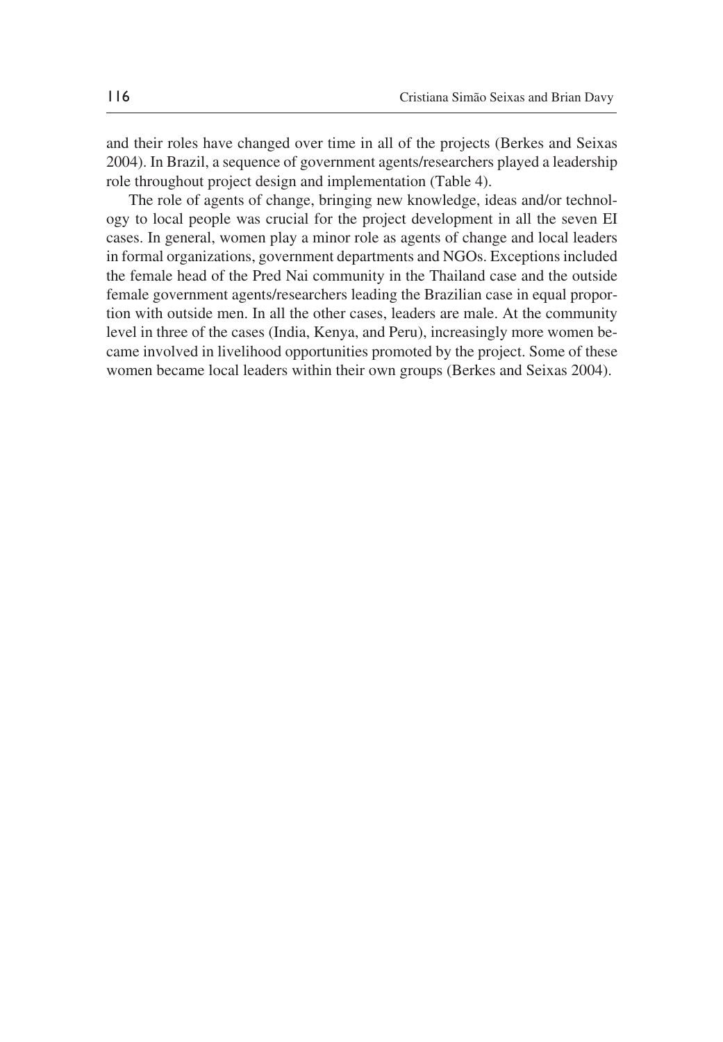and their roles have changed over time in all of the projects (Berkes and Seixas 2004). In Brazil, a sequence of government agents/researchers played a leadership role throughout project design and implementation (Table 4).

The role of agents of change, bringing new knowledge, ideas and/or technology to local people was crucial for the project development in all the seven EI cases. In general, women play a minor role as agents of change and local leaders in formal organizations, government departments and NGOs. Exceptions included the female head of the Pred Nai community in the Thailand case and the outside female government agents/researchers leading the Brazilian case in equal proportion with outside men. In all the other cases, leaders are male. At the community level in three of the cases (India, Kenya, and Peru), increasingly more women became involved in livelihood opportunities promoted by the project. Some of these women became local leaders within their own groups (Berkes and Seixas 2004).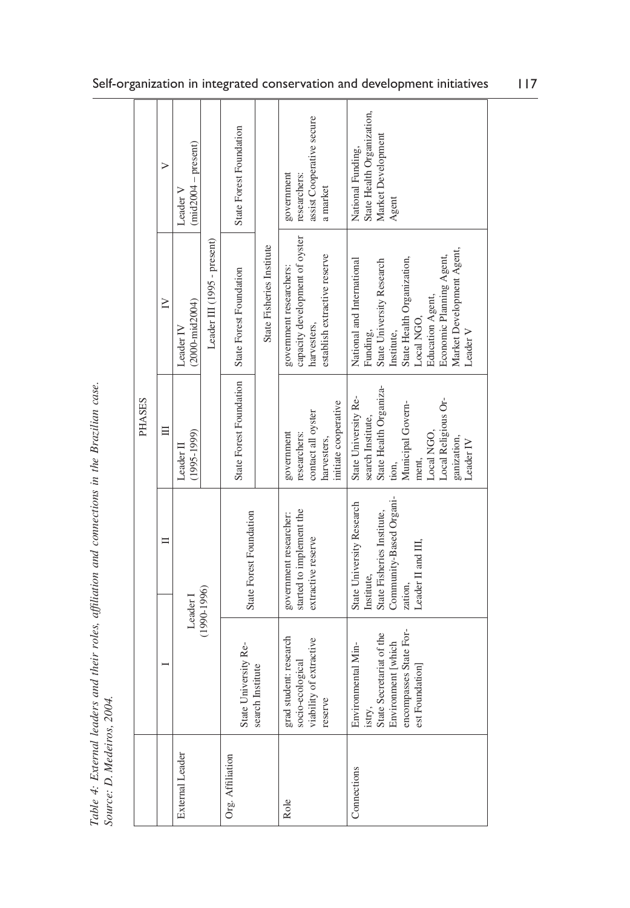*Table 4: External leaders and their roles, affiliation and connections in the Brazilian case. Source: D. Medeiros, 2004.*

| | PHASES | | | | |
|---|---|---|---|---|---|
| | I | II | III | IV | V |
| External Leader | Leader I (1990-1996) | | Leader II (1995-1999) | Leader IV (2000-mid2004) | Leader V (mid2004 – present) |
| | | | Leader III (1995 - present) | | |
| Org. Affiliation | State University Research Institute | State Forest Foundation | State Forest Foundation | State Forest Foundation | State Forest Foundation |
| | | | | State Fisheries Institute | |
| Role | grad student: research socio-ecological viability of extractive reserve | government researcher: started to implement the extractive reserve | government researchers: contact all oyster harvesters, initiate cooperative | government researchers: capacity development of oyster harvesters, establish extractive reserve | government researchers: assist Cooperative secure a market |
| Connections | Environmental Ministry, State Secretariat of the Environment [which encompasses State Forest Foundation] | State University Research Institute, State Fisheries Institute, Community-Based Organization, Leader II and III, | State University Research Institute, State Health Organization, Municipal Government, Local NGO, Local Religious Organization, Leader IV | National and International Funding, State University Research Institute, State Health Organization, Local NGO, Education Agent, Economic Planning Agent, Market Development Agent, Leader V | National Funding, State Health Organization, Market Development Agent |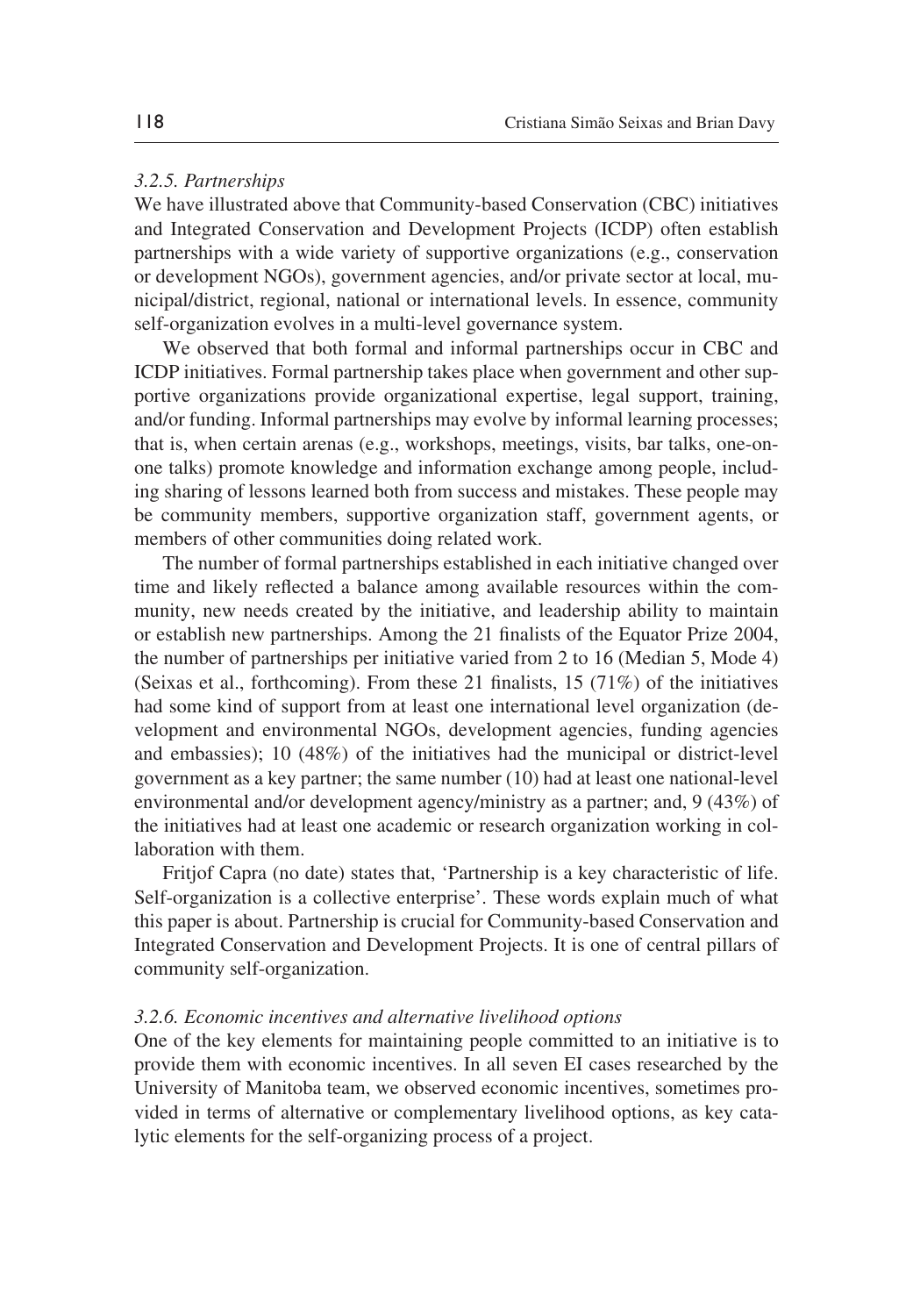*3.2.5. Partnerships*

We have illustrated above that Community-based Conservation (CBC) initiatives and Integrated Conservation and Development Projects (ICDP) often establish partnerships with a wide variety of supportive organizations (e.g., conservation or development NGOs), government agencies, and/or private sector at local, municipal/district, regional, national or international levels. In essence, community self-organization evolves in a multi-level governance system.

We observed that both formal and informal partnerships occur in CBC and ICDP initiatives. Formal partnership takes place when government and other supportive organizations provide organizational expertise, legal support, training, and/or funding. Informal partnerships may evolve by informal learning processes; that is, when certain arenas (e.g., workshops, meetings, visits, bar talks, one-on-one talks) promote knowledge and information exchange among people, including sharing of lessons learned both from success and mistakes. These people may be community members, supportive organization staff, government agents, or members of other communities doing related work.

The number of formal partnerships established in each initiative changed over time and likely reflected a balance among available resources within the community, new needs created by the initiative, and leadership ability to maintain or establish new partnerships. Among the 21 finalists of the Equator Prize 2004, the number of partnerships per initiative varied from 2 to 16 (Median 5, Mode 4) (Seixas et al., forthcoming). From these 21 finalists, 15 (71%) of the initiatives had some kind of support from at least one international level organization (development and environmental NGOs, development agencies, funding agencies and embassies); 10 (48%) of the initiatives had the municipal or district-level government as a key partner; the same number (10) had at least one national-level environmental and/or development agency/ministry as a partner; and, 9 (43%) of the initiatives had at least one academic or research organization working in collaboration with them.

Fritjof Capra (no date) states that, 'Partnership is a key characteristic of life. Self-organization is a collective enterprise'. These words explain much of what this paper is about. Partnership is crucial for Community-based Conservation and Integrated Conservation and Development Projects. It is one of central pillars of community self-organization.

*3.2.6. Economic incentives and alternative livelihood options*

One of the key elements for maintaining people committed to an initiative is to provide them with economic incentives. In all seven EI cases researched by the University of Manitoba team, we observed economic incentives, sometimes provided in terms of alternative or complementary livelihood options, as key catalytic elements for the self-organizing process of a project.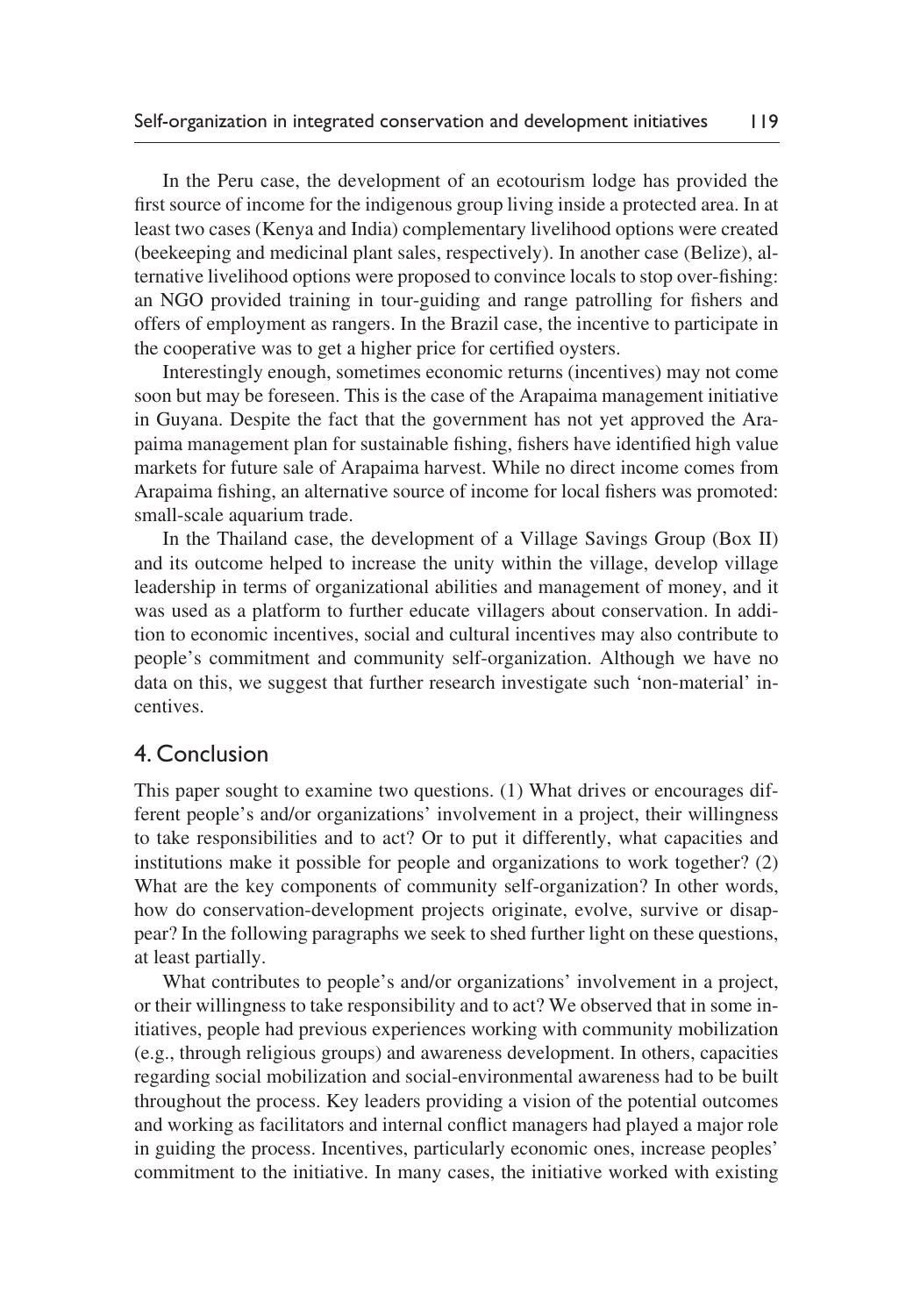In the Peru case, the development of an ecotourism lodge has provided the first source of income for the indigenous group living inside a protected area. In at least two cases (Kenya and India) complementary livelihood options were created (beekeeping and medicinal plant sales, respectively). In another case (Belize), alternative livelihood options were proposed to convince locals to stop over-fishing: an NGO provided training in tour-guiding and range patrolling for fishers and offers of employment as rangers. In the Brazil case, the incentive to participate in the cooperative was to get a higher price for certified oysters.

Interestingly enough, sometimes economic returns (incentives) may not come soon but may be foreseen. This is the case of the Arapaima management initiative in Guyana. Despite the fact that the government has not yet approved the Arapaima management plan for sustainable fishing, fishers have identified high value markets for future sale of Arapaima harvest. While no direct income comes from Arapaima fishing, an alternative source of income for local fishers was promoted: small-scale aquarium trade.

In the Thailand case, the development of a Village Savings Group (Box II) and its outcome helped to increase the unity within the village, develop village leadership in terms of organizational abilities and management of money, and it was used as a platform to further educate villagers about conservation. In addition to economic incentives, social and cultural incentives may also contribute to people's commitment and community self-organization. Although we have no data on this, we suggest that further research investigate such 'non-material' incentives.

## 4. Conclusion

This paper sought to examine two questions. (1) What drives or encourages different people's and/or organizations' involvement in a project, their willingness to take responsibilities and to act? Or to put it differently, what capacities and institutions make it possible for people and organizations to work together? (2) What are the key components of community self-organization? In other words, how do conservation-development projects originate, evolve, survive or disappear? In the following paragraphs we seek to shed further light on these questions, at least partially.

What contributes to people's and/or organizations' involvement in a project, or their willingness to take responsibility and to act? We observed that in some initiatives, people had previous experiences working with community mobilization (e.g., through religious groups) and awareness development. In others, capacities regarding social mobilization and social-environmental awareness had to be built throughout the process. Key leaders providing a vision of the potential outcomes and working as facilitators and internal conflict managers had played a major role in guiding the process. Incentives, particularly economic ones, increase peoples' commitment to the initiative. In many cases, the initiative worked with existing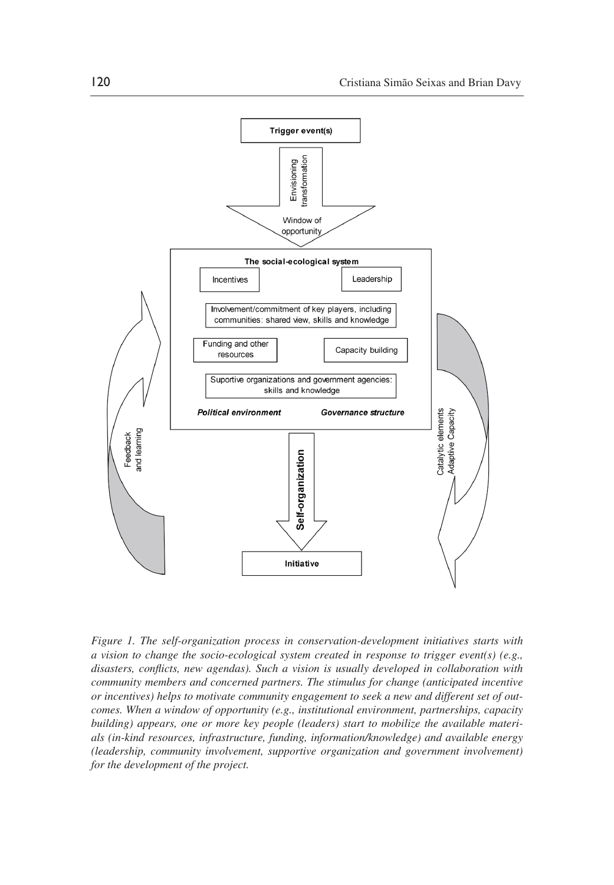Trigger event(s)

Envisioning transformation

Window of opportunity

The social-ecological system

Incentives

Leadership

Involvement/commitment of key players, including communities: shared view, skills and knowledge

Funding and other resources

Capacity building

Suportive organizations and government agencies: skills and knowledge

*Political environment*

*Governance structure*

Feedback and learning

**Self-organization**

Catalytic elements Adaptive Capacity

Initiative

*Figure 1. The self-organization process in conservation-development initiatives starts with a vision to change the socio-ecological system created in response to trigger event(s) (e.g., disasters, conflicts, new agendas). Such a vision is usually developed in collaboration with community members and concerned partners. The stimulus for change (anticipated incentive or incentives) helps to motivate community engagement to seek a new and different set of outcomes. When a window of opportunity (e.g., institutional environment, partnerships, capacity building) appears, one or more key people (leaders) start to mobilize the available materials (in-kind resources, infrastructure, funding, information/knowledge) and available energy (leadership, community involvement, supportive organization and government involvement) for the development of the project.*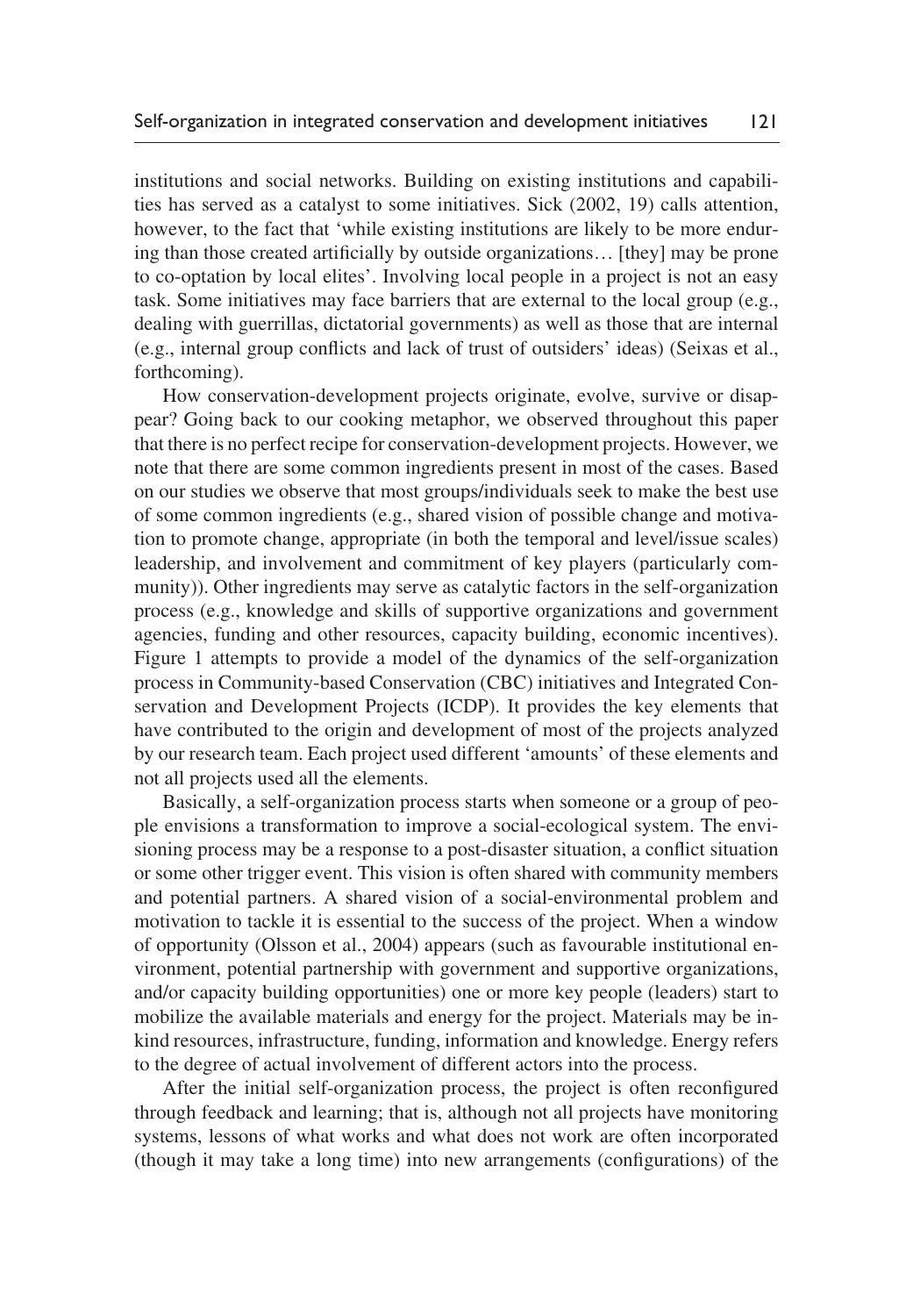institutions and social networks. Building on existing institutions and capabilities has served as a catalyst to some initiatives. Sick (2002, 19) calls attention, however, to the fact that 'while existing institutions are likely to be more enduring than those created artificially by outside organizations… [they] may be prone to co-optation by local elites'. Involving local people in a project is not an easy task. Some initiatives may face barriers that are external to the local group (e.g., dealing with guerrillas, dictatorial governments) as well as those that are internal (e.g., internal group conflicts and lack of trust of outsiders' ideas) (Seixas et al., forthcoming).

How conservation-development projects originate, evolve, survive or disappear? Going back to our cooking metaphor, we observed throughout this paper that there is no perfect recipe for conservation-development projects. However, we note that there are some common ingredients present in most of the cases. Based on our studies we observe that most groups/individuals seek to make the best use of some common ingredients (e.g., shared vision of possible change and motivation to promote change, appropriate (in both the temporal and level/issue scales) leadership, and involvement and commitment of key players (particularly community)). Other ingredients may serve as catalytic factors in the self-organization process (e.g., knowledge and skills of supportive organizations and government agencies, funding and other resources, capacity building, economic incentives). Figure 1 attempts to provide a model of the dynamics of the self-organization process in Community-based Conservation (CBC) initiatives and Integrated Conservation and Development Projects (ICDP). It provides the key elements that have contributed to the origin and development of most of the projects analyzed by our research team. Each project used different 'amounts' of these elements and not all projects used all the elements.

Basically, a self-organization process starts when someone or a group of people envisions a transformation to improve a social-ecological system. The envisioning process may be a response to a post-disaster situation, a conflict situation or some other trigger event. This vision is often shared with community members and potential partners. A shared vision of a social-environmental problem and motivation to tackle it is essential to the success of the project. When a window of opportunity (Olsson et al., 2004) appears (such as favourable institutional environment, potential partnership with government and supportive organizations, and/or capacity building opportunities) one or more key people (leaders) start to mobilize the available materials and energy for the project. Materials may be in-kind resources, infrastructure, funding, information and knowledge. Energy refers to the degree of actual involvement of different actors into the process.

After the initial self-organization process, the project is often reconfigured through feedback and learning; that is, although not all projects have monitoring systems, lessons of what works and what does not work are often incorporated (though it may take a long time) into new arrangements (configurations) of the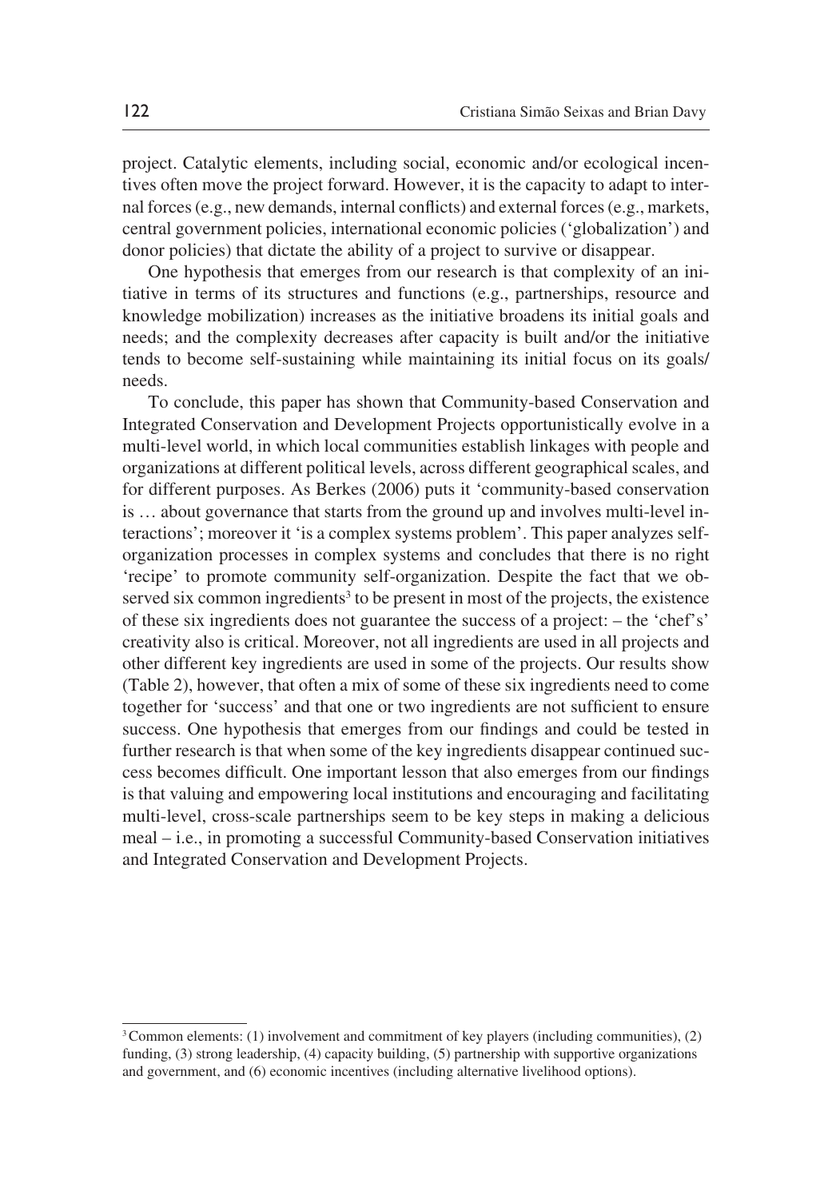project. Catalytic elements, including social, economic and/or ecological incentives often move the project forward. However, it is the capacity to adapt to internal forces (e.g., new demands, internal conflicts) and external forces (e.g., markets, central government policies, international economic policies ('globalization') and donor policies) that dictate the ability of a project to survive or disappear.

One hypothesis that emerges from our research is that complexity of an initiative in terms of its structures and functions (e.g., partnerships, resource and knowledge mobilization) increases as the initiative broadens its initial goals and needs; and the complexity decreases after capacity is built and/or the initiative tends to become self-sustaining while maintaining its initial focus on its goals/needs.

To conclude, this paper has shown that Community-based Conservation and Integrated Conservation and Development Projects opportunistically evolve in a multi-level world, in which local communities establish linkages with people and organizations at different political levels, across different geographical scales, and for different purposes. As Berkes (2006) puts it 'community-based conservation is … about governance that starts from the ground up and involves multi-level interactions'; moreover it 'is a complex systems problem'. This paper analyzes self-organization processes in complex systems and concludes that there is no right 'recipe' to promote community self-organization. Despite the fact that we observed six common ingredients[3] to be present in most of the projects, the existence of these six ingredients does not guarantee the success of a project: – the 'chef's' creativity also is critical. Moreover, not all ingredients are used in all projects and other different key ingredients are used in some of the projects. Our results show (Table 2), however, that often a mix of some of these six ingredients need to come together for 'success' and that one or two ingredients are not sufficient to ensure success. One hypothesis that emerges from our findings and could be tested in further research is that when some of the key ingredients disappear continued success becomes difficult. One important lesson that also emerges from our findings is that valuing and empowering local institutions and encouraging and facilitating multi-level, cross-scale partnerships seem to be key steps in making a delicious meal – i.e., in promoting a successful Community-based Conservation initiatives and Integrated Conservation and Development Projects.

---

[3] Common elements: (1) involvement and commitment of key players (including communities), (2) funding, (3) strong leadership, (4) capacity building, (5) partnership with supportive organizations and government, and (6) economic incentives (including alternative livelihood options).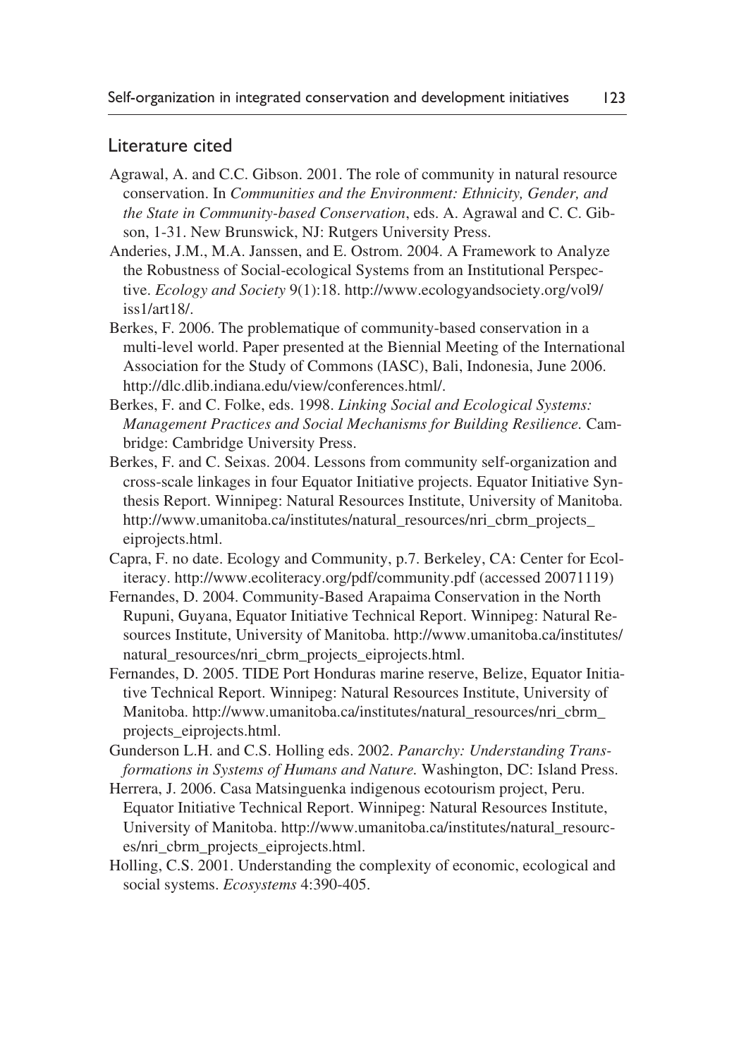## Literature cited

Agrawal, A. and C.C. Gibson. 2001. The role of community in natural resource conservation. In *Communities and the Environment: Ethnicity, Gender, and the State in Community-based Conservation*, eds. A. Agrawal and C. C. Gibson, 1-31. New Brunswick, NJ: Rutgers University Press.

Anderies, J.M., M.A. Janssen, and E. Ostrom. 2004. A Framework to Analyze the Robustness of Social-ecological Systems from an Institutional Perspective. *Ecology and Society* 9(1):18. http://www.ecologyandsociety.org/vol9/iss1/art18/.

Berkes, F. 2006. The problematique of community-based conservation in a multi-level world. Paper presented at the Biennial Meeting of the International Association for the Study of Commons (IASC), Bali, Indonesia, June 2006. http://dlc.dlib.indiana.edu/view/conferences.html/.

Berkes, F. and C. Folke, eds. 1998. *Linking Social and Ecological Systems: Management Practices and Social Mechanisms for Building Resilience.* Cambridge: Cambridge University Press.

Berkes, F. and C. Seixas. 2004. Lessons from community self-organization and cross-scale linkages in four Equator Initiative projects. Equator Initiative Synthesis Report. Winnipeg: Natural Resources Institute, University of Manitoba. http://www.umanitoba.ca/institutes/natural_resources/nri_cbrm_projects_eiprojects.html.

Capra, F. no date. Ecology and Community, p.7. Berkeley, CA: Center for Ecoliteracy. http://www.ecoliteracy.org/pdf/community.pdf (accessed 20071119)

Fernandes, D. 2004. Community-Based Arapaima Conservation in the North Rupuni, Guyana, Equator Initiative Technical Report. Winnipeg: Natural Resources Institute, University of Manitoba. http://www.umanitoba.ca/institutes/natural_resources/nri_cbrm_projects_eiprojects.html.

Fernandes, D. 2005. TIDE Port Honduras marine reserve, Belize, Equator Initiative Technical Report. Winnipeg: Natural Resources Institute, University of Manitoba. http://www.umanitoba.ca/institutes/natural_resources/nri_cbrm_projects_eiprojects.html.

Gunderson L.H. and C.S. Holling eds. 2002. *Panarchy: Understanding Transformations in Systems of Humans and Nature.* Washington, DC: Island Press.

Herrera, J. 2006. Casa Matsinguenka indigenous ecotourism project, Peru. Equator Initiative Technical Report. Winnipeg: Natural Resources Institute, University of Manitoba. http://www.umanitoba.ca/institutes/natural_resources/nri_cbrm_projects_eiprojects.html.

Holling, C.S. 2001. Understanding the complexity of economic, ecological and social systems. *Ecosystems* 4:390-405.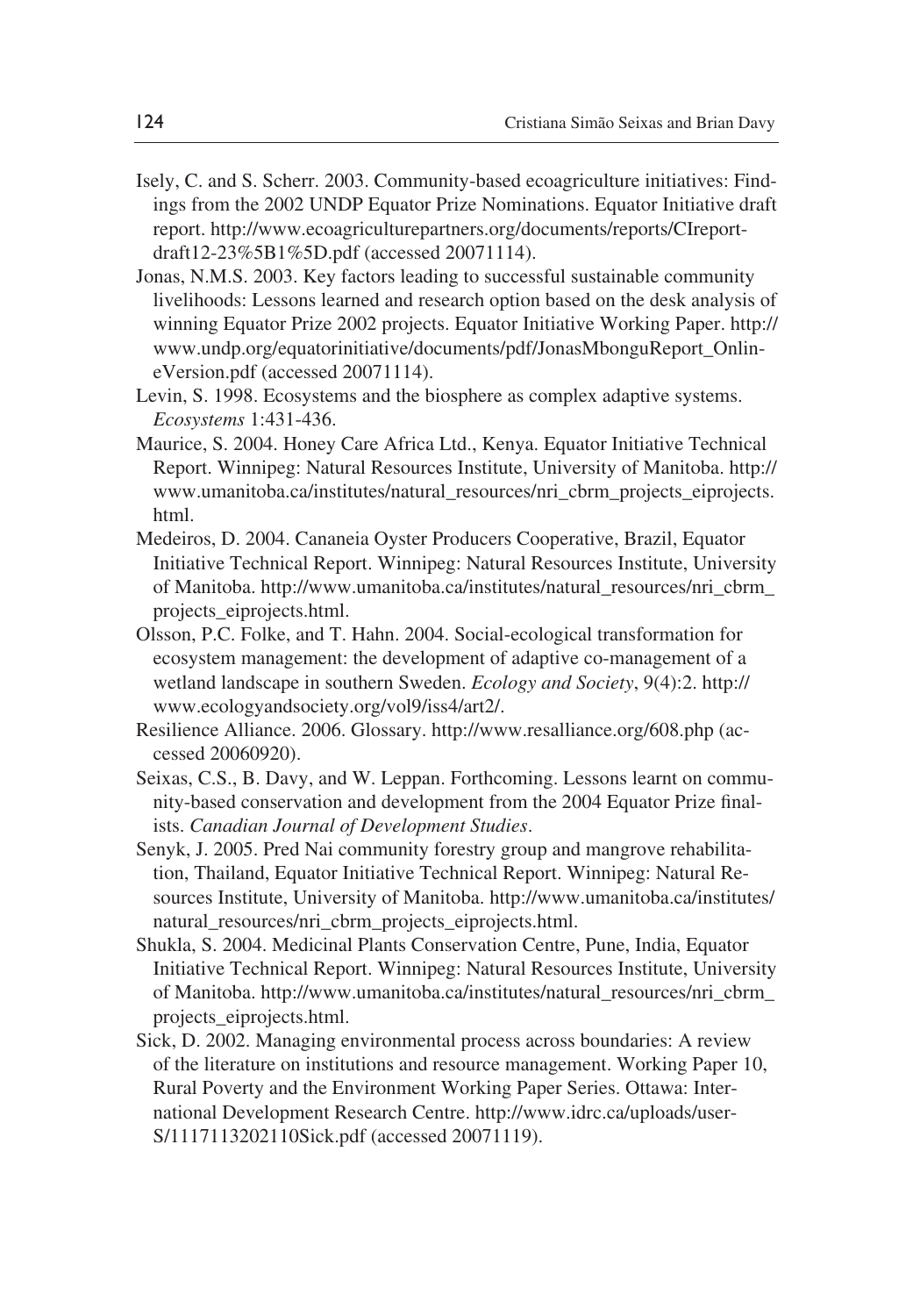Isely, C. and S. Scherr. 2003. Community-based ecoagriculture initiatives: Findings from the 2002 UNDP Equator Prize Nominations. Equator Initiative draft report. http://www.ecoagriculturepartners.org/documents/reports/CIreportdraft12-23%5B1%5D.pdf (accessed 20071114).

Jonas, N.M.S. 2003. Key factors leading to successful sustainable community livelihoods: Lessons learned and research option based on the desk analysis of winning Equator Prize 2002 projects. Equator Initiative Working Paper. http://www.undp.org/equatorinitiative/documents/pdf/JonasMbonguReport_OnlineVersion.pdf (accessed 20071114).

Levin, S. 1998. Ecosystems and the biosphere as complex adaptive systems. *Ecosystems* 1:431-436.

Maurice, S. 2004. Honey Care Africa Ltd., Kenya. Equator Initiative Technical Report. Winnipeg: Natural Resources Institute, University of Manitoba. http://www.umanitoba.ca/institutes/natural_resources/nri_cbrm_projects_eiprojects.html.

Medeiros, D. 2004. Cananeia Oyster Producers Cooperative, Brazil, Equator Initiative Technical Report. Winnipeg: Natural Resources Institute, University of Manitoba. http://www.umanitoba.ca/institutes/natural_resources/nri_cbrm_projects_eiprojects.html.

Olsson, P.C. Folke, and T. Hahn. 2004. Social-ecological transformation for ecosystem management: the development of adaptive co-management of a wetland landscape in southern Sweden. *Ecology and Society*, 9(4):2. http://www.ecologyandsociety.org/vol9/iss4/art2/.

Resilience Alliance. 2006. Glossary. http://www.resalliance.org/608.php (accessed 20060920).

Seixas, C.S., B. Davy, and W. Leppan. Forthcoming. Lessons learnt on community-based conservation and development from the 2004 Equator Prize finalists. *Canadian Journal of Development Studies*.

Senyk, J. 2005. Pred Nai community forestry group and mangrove rehabilitation, Thailand, Equator Initiative Technical Report. Winnipeg: Natural Resources Institute, University of Manitoba. http://www.umanitoba.ca/institutes/natural_resources/nri_cbrm_projects_eiprojects.html.

Shukla, S. 2004. Medicinal Plants Conservation Centre, Pune, India, Equator Initiative Technical Report. Winnipeg: Natural Resources Institute, University of Manitoba. http://www.umanitoba.ca/institutes/natural_resources/nri_cbrm_projects_eiprojects.html.

Sick, D. 2002. Managing environmental process across boundaries: A review of the literature on institutions and resource management. Working Paper 10, Rural Poverty and the Environment Working Paper Series. Ottawa: International Development Research Centre. http://www.idrc.ca/uploads/user-S/1117113202110Sick.pdf (accessed 20071119).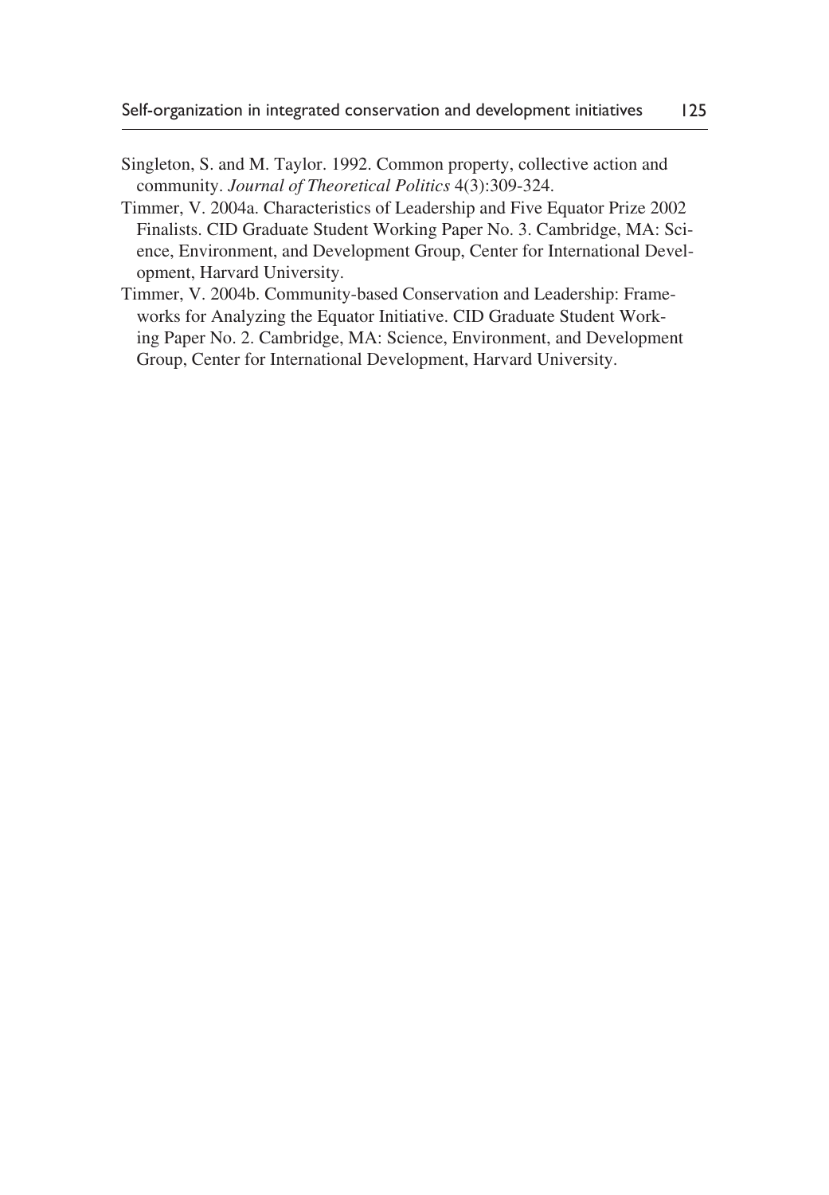Singleton, S. and M. Taylor. 1992. Common property, collective action and community. *Journal of Theoretical Politics* 4(3):309-324.

Timmer, V. 2004a. Characteristics of Leadership and Five Equator Prize 2002 Finalists. CID Graduate Student Working Paper No. 3. Cambridge, MA: Science, Environment, and Development Group, Center for International Development, Harvard University.

Timmer, V. 2004b. Community-based Conservation and Leadership: Frameworks for Analyzing the Equator Initiative. CID Graduate Student Working Paper No. 2. Cambridge, MA: Science, Environment, and Development Group, Center for International Development, Harvard University.